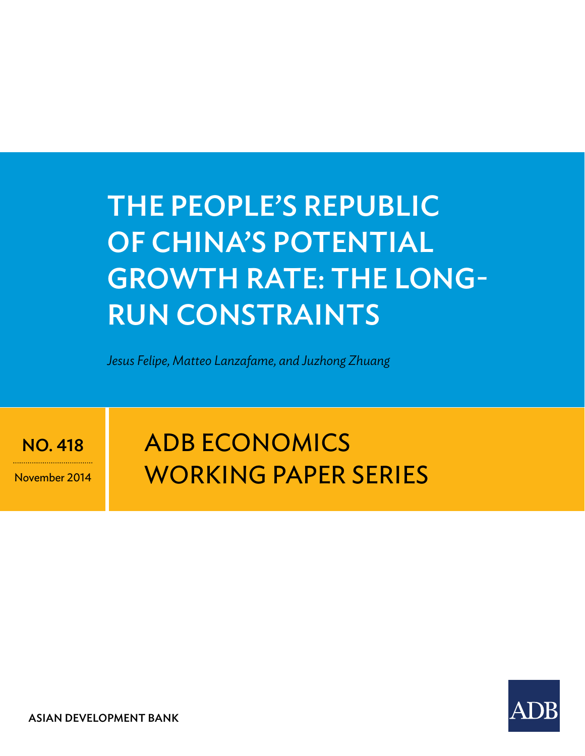# THE PEOPLE'S REPUBLIC OF CHINA'S POTENTIAL GROWTH RATE: THE LONG-RUN CONSTRAINTS

*Jesus Felipe, Matteo Lanzafame, and Juzhong Zhuang*

**NO. 418**

November 2014

ADB ECONOMICS WORKING PAPER SERIES

**ASIAN DEVELOPMENT BANK**

ADB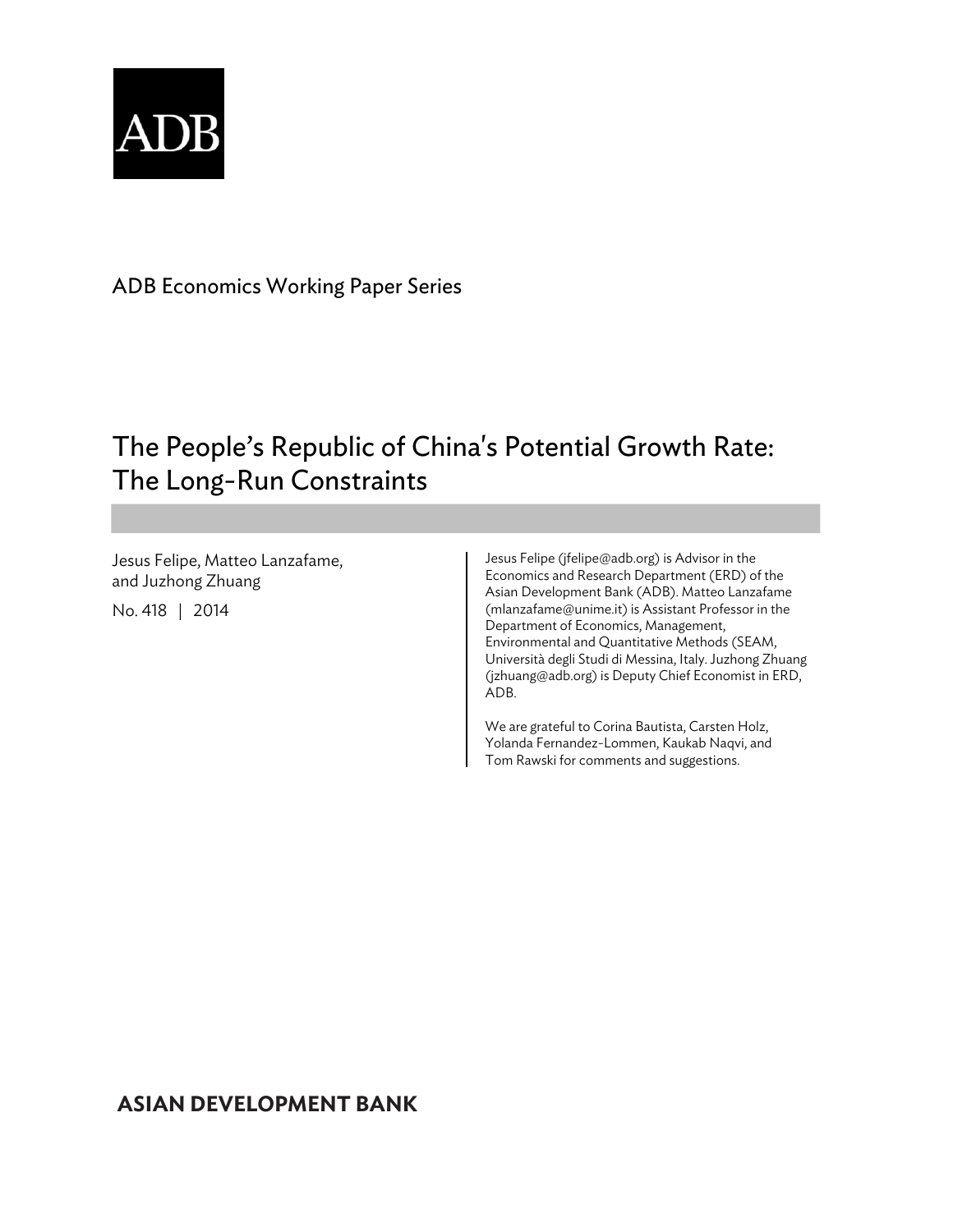ADB

ADB Economics Working Paper Series

# The People's Republic of China's Potential Growth Rate: The Long-Run Constraints

Jesus Felipe, Matteo Lanzafame, and Juzhong Zhuang

No. 418 | 2014

Jesus Felipe (jfelipe@adb.org) is Advisor in the Economics and Research Department (ERD) of the Asian Development Bank (ADB). Matteo Lanzafame (mlanzafame@unime.it) is Assistant Professor in the Department of Economics, Management, Environmental and Quantitative Methods (SEAM, Università degli Studi di Messina, Italy. Juzhong Zhuang (jzhuang@adb.org) is Deputy Chief Economist in ERD, ADB.

We are grateful to Corina Bautista, Carsten Holz, Yolanda Fernandez-Lommen, Kaukab Naqvi, and Tom Rawski for comments and suggestions.

**ASIAN DEVELOPMENT BANK**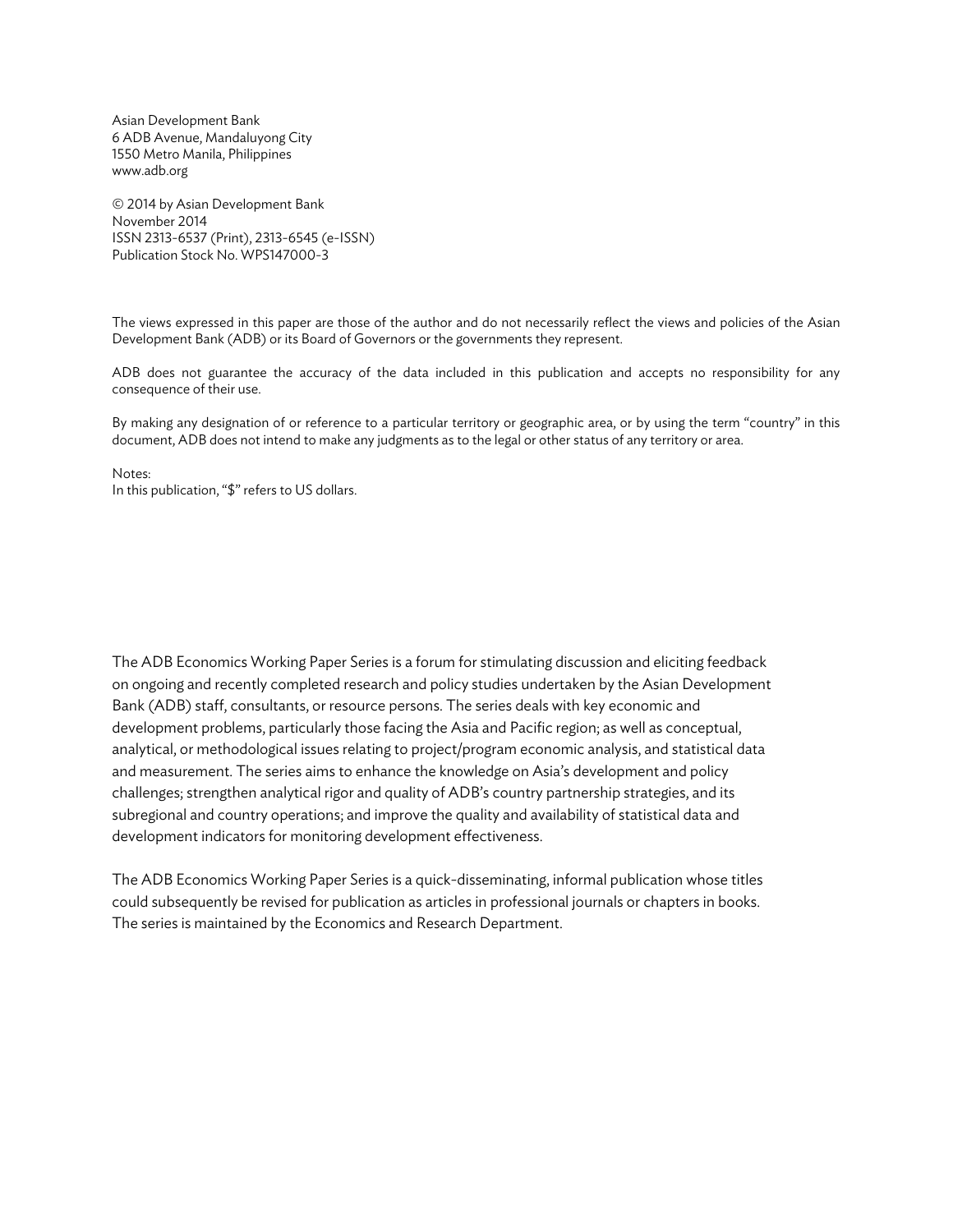Asian Development Bank
6 ADB Avenue, Mandaluyong City
1550 Metro Manila, Philippines
www.adb.org

© 2014 by Asian Development Bank
November 2014
ISSN 2313-6537 (Print), 2313-6545 (e-ISSN)
Publication Stock No. WPS147000-3

The views expressed in this paper are those of the author and do not necessarily reflect the views and policies of the Asian Development Bank (ADB) or its Board of Governors or the governments they represent.

ADB does not guarantee the accuracy of the data included in this publication and accepts no responsibility for any consequence of their use.

By making any designation of or reference to a particular territory or geographic area, or by using the term "country" in this document, ADB does not intend to make any judgments as to the legal or other status of any territory or area.

Notes:
In this publication, "$" refers to US dollars.

The ADB Economics Working Paper Series is a forum for stimulating discussion and eliciting feedback on ongoing and recently completed research and policy studies undertaken by the Asian Development Bank (ADB) staff, consultants, or resource persons. The series deals with key economic and development problems, particularly those facing the Asia and Pacific region; as well as conceptual, analytical, or methodological issues relating to project/program economic analysis, and statistical data and measurement. The series aims to enhance the knowledge on Asia's development and policy challenges; strengthen analytical rigor and quality of ADB's country partnership strategies, and its subregional and country operations; and improve the quality and availability of statistical data and development indicators for monitoring development effectiveness.

The ADB Economics Working Paper Series is a quick-disseminating, informal publication whose titles could subsequently be revised for publication as articles in professional journals or chapters in books. The series is maintained by the Economics and Research Department.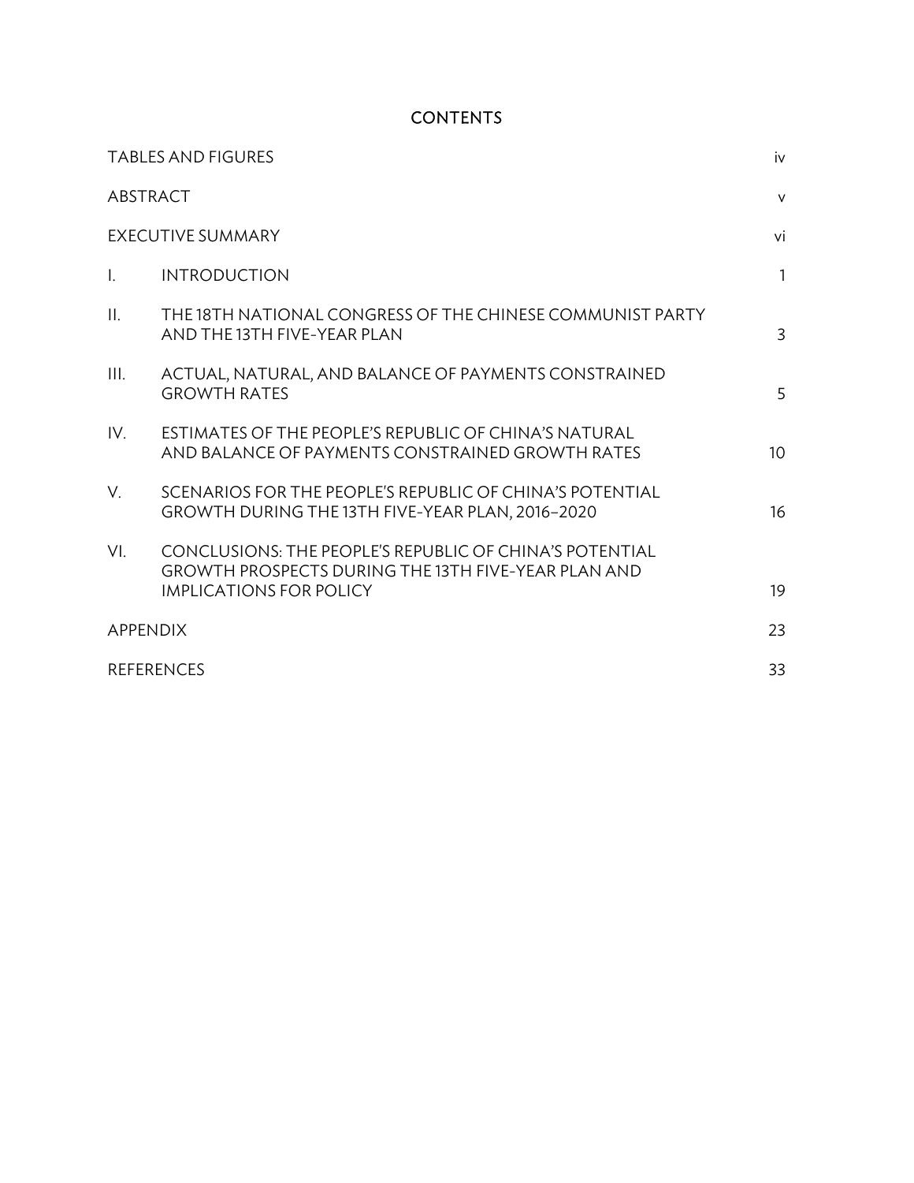# CONTENTS

| | | |
|---|---|---|
| TABLES AND FIGURES | | iv |
| ABSTRACT | | v |
| EXECUTIVE SUMMARY | | vi |
| I. | INTRODUCTION | 1 |
| II. | THE 18TH NATIONAL CONGRESS OF THE CHINESE COMMUNIST PARTY AND THE 13TH FIVE-YEAR PLAN | 3 |
| III. | ACTUAL, NATURAL, AND BALANCE OF PAYMENTS CONSTRAINED GROWTH RATES | 5 |
| IV. | ESTIMATES OF THE PEOPLE'S REPUBLIC OF CHINA'S NATURAL AND BALANCE OF PAYMENTS CONSTRAINED GROWTH RATES | 10 |
| V. | SCENARIOS FOR THE PEOPLE'S REPUBLIC OF CHINA'S POTENTIAL GROWTH DURING THE 13TH FIVE-YEAR PLAN, 2016–2020 | 16 |
| VI. | CONCLUSIONS: THE PEOPLE'S REPUBLIC OF CHINA'S POTENTIAL GROWTH PROSPECTS DURING THE 13TH FIVE-YEAR PLAN AND IMPLICATIONS FOR POLICY | 19 |
| APPENDIX | | 23 |
| REFERENCES | | 33 |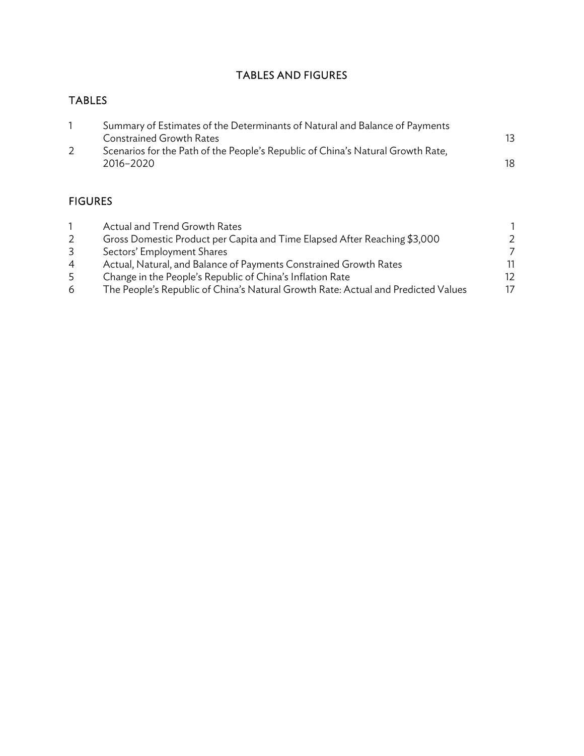# TABLES AND FIGURES

## TABLES

| | | |
|---|---|---|
| 1 | Summary of Estimates of the Determinants of Natural and Balance of Payments Constrained Growth Rates | 13 |
| 2 | Scenarios for the Path of the People's Republic of China's Natural Growth Rate, 2016–2020 | 18 |

## FIGURES

| | | |
|---|---|---|
| 1 | Actual and Trend Growth Rates | 1 |
| 2 | Gross Domestic Product per Capita and Time Elapsed After Reaching $3,000 | 2 |
| 3 | Sectors' Employment Shares | 7 |
| 4 | Actual, Natural, and Balance of Payments Constrained Growth Rates | 11 |
| 5 | Change in the People's Republic of China's Inflation Rate | 12 |
| 6 | The People's Republic of China's Natural Growth Rate: Actual and Predicted Values | 17 |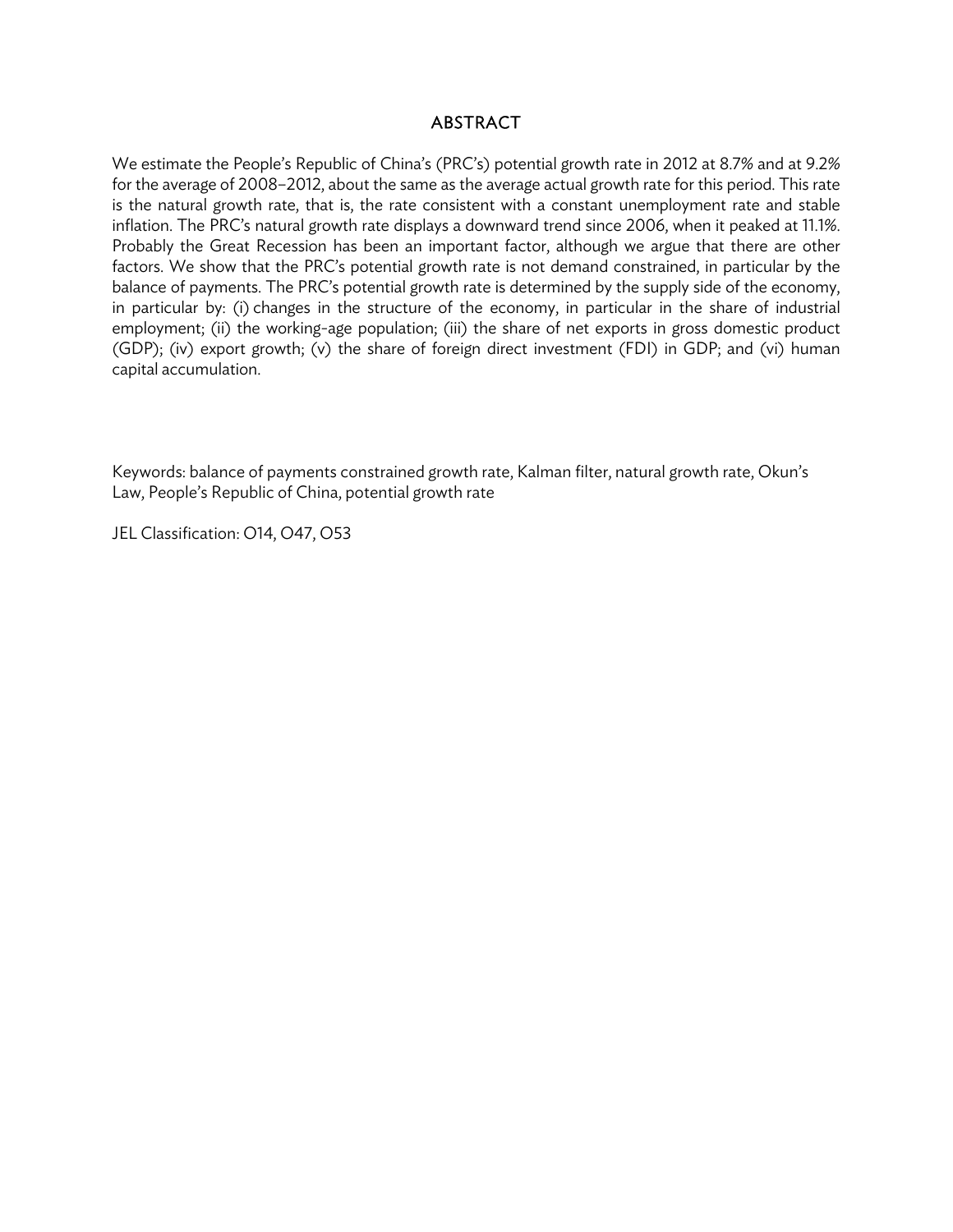# ABSTRACT

We estimate the People's Republic of China's (PRC's) potential growth rate in 2012 at 8.7% and at 9.2% for the average of 2008–2012, about the same as the average actual growth rate for this period. This rate is the natural growth rate, that is, the rate consistent with a constant unemployment rate and stable inflation. The PRC's natural growth rate displays a downward trend since 2006, when it peaked at 11.1%. Probably the Great Recession has been an important factor, although we argue that there are other factors. We show that the PRC's potential growth rate is not demand constrained, in particular by the balance of payments. The PRC's potential growth rate is determined by the supply side of the economy, in particular by: (i) changes in the structure of the economy, in particular in the share of industrial employment; (ii) the working-age population; (iii) the share of net exports in gross domestic product (GDP); (iv) export growth; (v) the share of foreign direct investment (FDI) in GDP; and (vi) human capital accumulation.

Keywords: balance of payments constrained growth rate, Kalman filter, natural growth rate, Okun's Law, People's Republic of China, potential growth rate

JEL Classification: O14, O47, O53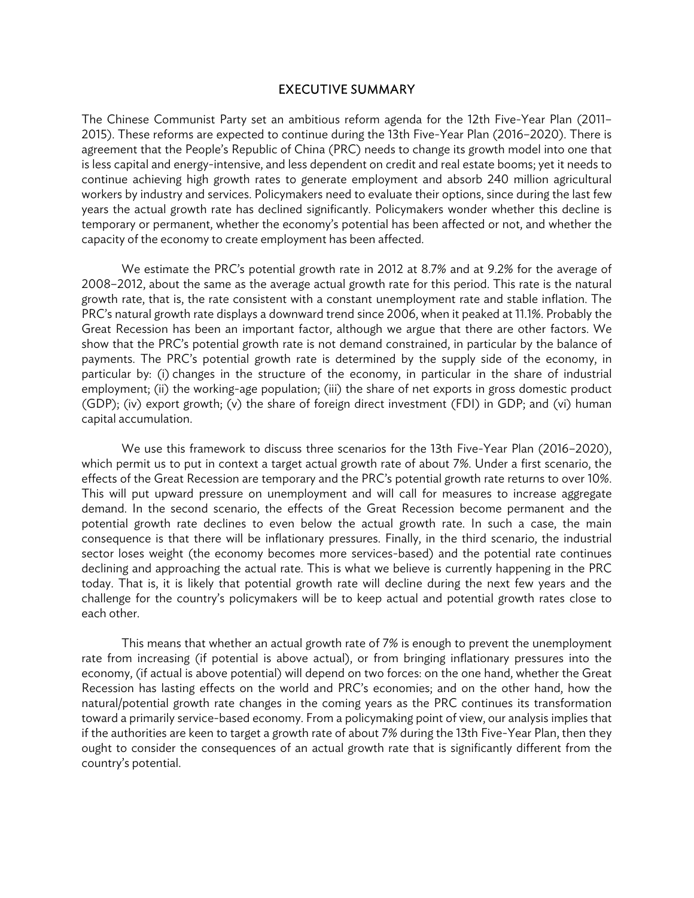# EXECUTIVE SUMMARY

The Chinese Communist Party set an ambitious reform agenda for the 12th Five-Year Plan (2011–2015). These reforms are expected to continue during the 13th Five-Year Plan (2016–2020). There is agreement that the People's Republic of China (PRC) needs to change its growth model into one that is less capital and energy-intensive, and less dependent on credit and real estate booms; yet it needs to continue achieving high growth rates to generate employment and absorb 240 million agricultural workers by industry and services. Policymakers need to evaluate their options, since during the last few years the actual growth rate has declined significantly. Policymakers wonder whether this decline is temporary or permanent, whether the economy's potential has been affected or not, and whether the capacity of the economy to create employment has been affected.

We estimate the PRC's potential growth rate in 2012 at 8.7% and at 9.2% for the average of 2008–2012, about the same as the average actual growth rate for this period. This rate is the natural growth rate, that is, the rate consistent with a constant unemployment rate and stable inflation. The PRC's natural growth rate displays a downward trend since 2006, when it peaked at 11.1%. Probably the Great Recession has been an important factor, although we argue that there are other factors. We show that the PRC's potential growth rate is not demand constrained, in particular by the balance of payments. The PRC's potential growth rate is determined by the supply side of the economy, in particular by: (i) changes in the structure of the economy, in particular in the share of industrial employment; (ii) the working-age population; (iii) the share of net exports in gross domestic product (GDP); (iv) export growth; (v) the share of foreign direct investment (FDI) in GDP; and (vi) human capital accumulation.

We use this framework to discuss three scenarios for the 13th Five-Year Plan (2016–2020), which permit us to put in context a target actual growth rate of about 7%. Under a first scenario, the effects of the Great Recession are temporary and the PRC's potential growth rate returns to over 10%. This will put upward pressure on unemployment and will call for measures to increase aggregate demand. In the second scenario, the effects of the Great Recession become permanent and the potential growth rate declines to even below the actual growth rate. In such a case, the main consequence is that there will be inflationary pressures. Finally, in the third scenario, the industrial sector loses weight (the economy becomes more services-based) and the potential rate continues declining and approaching the actual rate. This is what we believe is currently happening in the PRC today. That is, it is likely that potential growth rate will decline during the next few years and the challenge for the country's policymakers will be to keep actual and potential growth rates close to each other.

This means that whether an actual growth rate of 7% is enough to prevent the unemployment rate from increasing (if potential is above actual), or from bringing inflationary pressures into the economy, (if actual is above potential) will depend on two forces: on the one hand, whether the Great Recession has lasting effects on the world and PRC's economies; and on the other hand, how the natural/potential growth rate changes in the coming years as the PRC continues its transformation toward a primarily service-based economy. From a policymaking point of view, our analysis implies that if the authorities are keen to target a growth rate of about 7% during the 13th Five-Year Plan, then they ought to consider the consequences of an actual growth rate that is significantly different from the country's potential.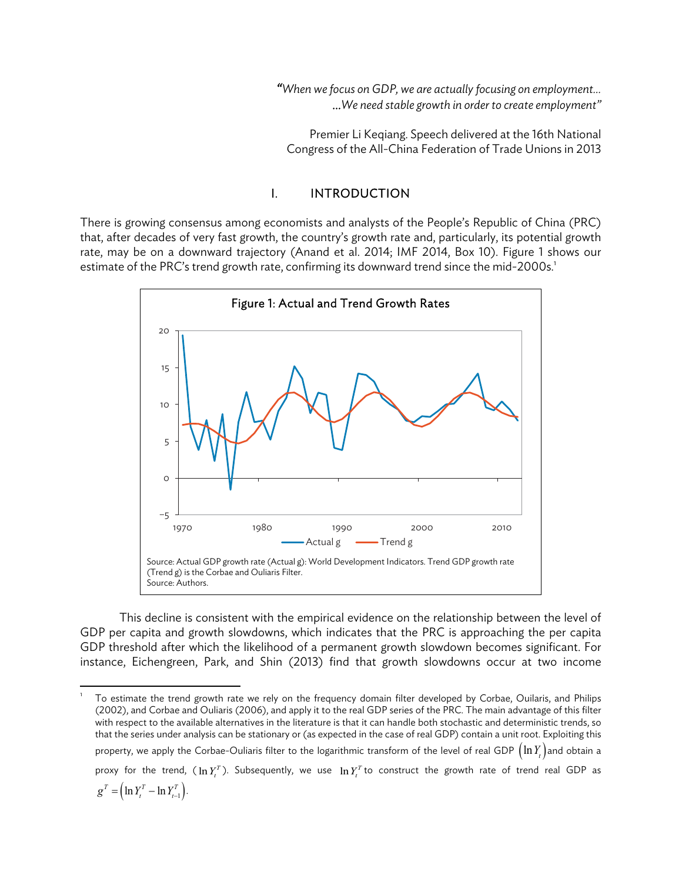> *"When we focus on GDP, we are actually focusing on employment…*
> *…We need stable growth in order to create employment"*
>
> Premier Li Keqiang. Speech delivered at the 16th National Congress of the All-China Federation of Trade Unions in 2013

# I. INTRODUCTION

There is growing consensus among economists and analysts of the People's Republic of China (PRC) that, after decades of very fast growth, the country's growth rate and, particularly, its potential growth rate, may be on a downward trajectory (Anand et al. 2014; IMF 2014, Box 10). Figure 1 shows our estimate of the PRC's trend growth rate, confirming its downward trend since the mid-2000s.[1]

Figure 1: Actual and Trend Growth Rates

Source: Actual GDP growth rate (Actual g): World Development Indicators. Trend GDP growth rate (Trend g) is the Corbae and Ouliaris Filter.
Source: Authors.

This decline is consistent with the empirical evidence on the relationship between the level of GDP per capita and growth slowdowns, which indicates that the PRC is approaching the per capita GDP threshold after which the likelihood of a permanent growth slowdown becomes significant. For instance, Eichengreen, Park, and Shin (2013) find that growth slowdowns occur at two income

---

[1] To estimate the trend growth rate we rely on the frequency domain filter developed by Corbae, Ouilaris, and Philips (2002), and Corbae and Ouliaris (2006), and apply it to the real GDP series of the PRC. The main advantage of this filter with respect to the available alternatives in the literature is that it can handle both stochastic and deterministic trends, so that the series under analysis can be stationary or (as expected in the case of real GDP) contain a unit root. Exploiting this property, we apply the Corbae-Ouliaris filter to the logarithmic transform of the level of real GDP $\left(\ln Y_t\right)$ and obtain a proxy for the trend, ($\ln Y_t^T$). Subsequently, we use $\ln Y_t^T$ to construct the growth rate of trend real GDP as $g^T = \left(\ln Y_t^T - \ln Y_{t-1}^T\right)$.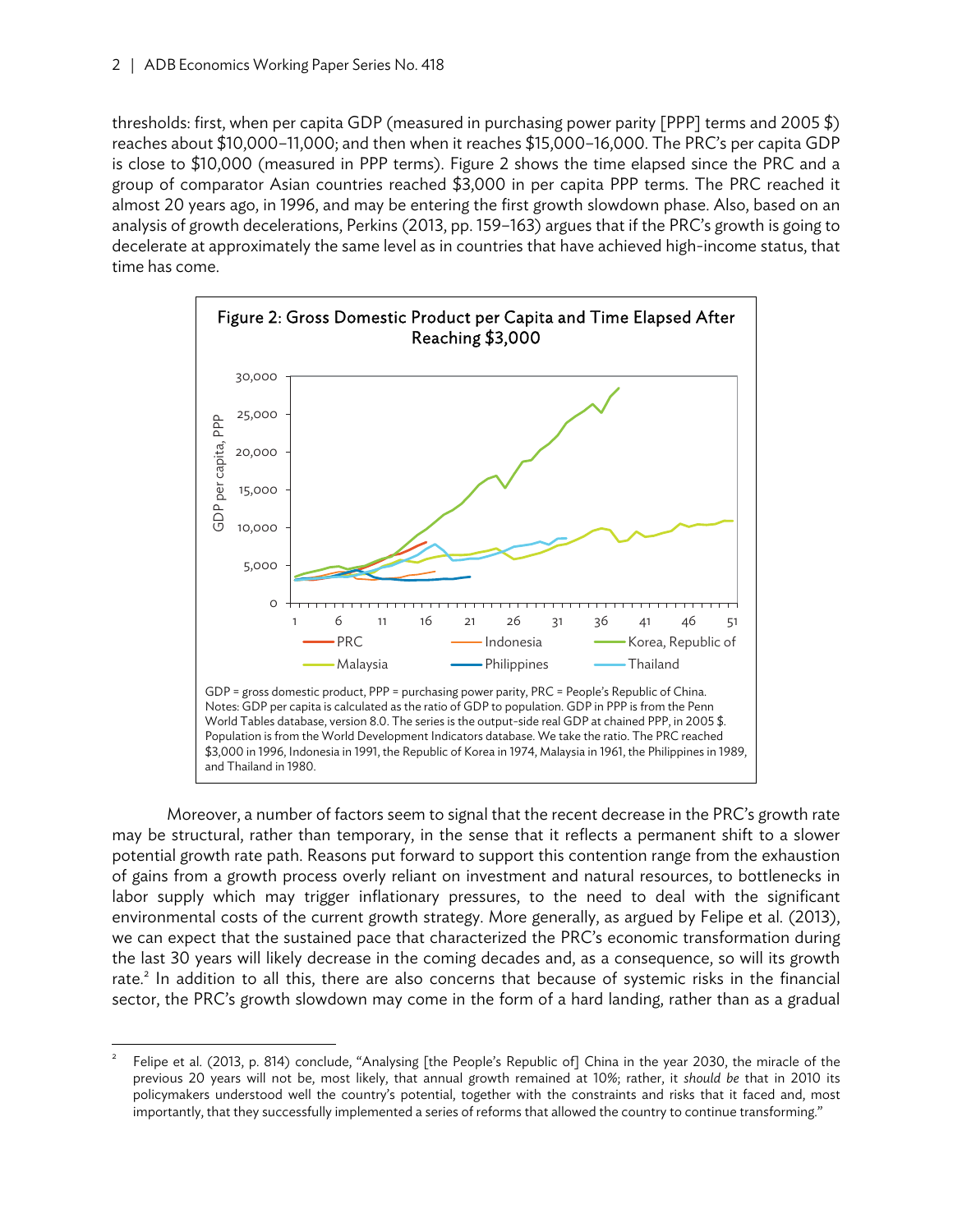thresholds: first, when per capita GDP (measured in purchasing power parity [PPP] terms and 2005 $) reaches about $10,000–11,000; and then when it reaches $15,000–16,000. The PRC's per capita GDP is close to $10,000 (measured in PPP terms). Figure 2 shows the time elapsed since the PRC and a group of comparator Asian countries reached $3,000 in per capita PPP terms. The PRC reached it almost 20 years ago, in 1996, and may be entering the first growth slowdown phase. Also, based on an analysis of growth decelerations, Perkins (2013, pp. 159–163) argues that if the PRC's growth is going to decelerate at approximately the same level as in countries that have achieved high-income status, that time has come.

**Figure 2: Gross Domestic Product per Capita and Time Elapsed After Reaching $3,000**

GDP = gross domestic product, PPP = purchasing power parity, PRC = People's Republic of China.
Notes: GDP per capita is calculated as the ratio of GDP to population. GDP in PPP is from the Penn World Tables database, version 8.0. The series is the output-side real GDP at chained PPP, in 2005 $. Population is from the World Development Indicators database. We take the ratio. The PRC reached $3,000 in 1996, Indonesia in 1991, the Republic of Korea in 1974, Malaysia in 1961, the Philippines in 1989, and Thailand in 1980.

Moreover, a number of factors seem to signal that the recent decrease in the PRC's growth rate may be structural, rather than temporary, in the sense that it reflects a permanent shift to a slower potential growth rate path. Reasons put forward to support this contention range from the exhaustion of gains from a growth process overly reliant on investment and natural resources, to bottlenecks in labor supply which may trigger inflationary pressures, to the need to deal with the significant environmental costs of the current growth strategy. More generally, as argued by Felipe et al. (2013), we can expect that the sustained pace that characterized the PRC's economic transformation during the last 30 years will likely decrease in the coming decades and, as a consequence, so will its growth rate.[2] In addition to all this, there are also concerns that because of systemic risks in the financial sector, the PRC's growth slowdown may come in the form of a hard landing, rather than as a gradual

[2] Felipe et al. (2013, p. 814) conclude, "Analysing [the People's Republic of] China in the year 2030, the miracle of the previous 20 years will not be, most likely, that annual growth remained at 10%; rather, it *should be* that in 2010 its policymakers understood well the country's potential, together with the constraints and risks that it faced and, most importantly, that they successfully implemented a series of reforms that allowed the country to continue transforming."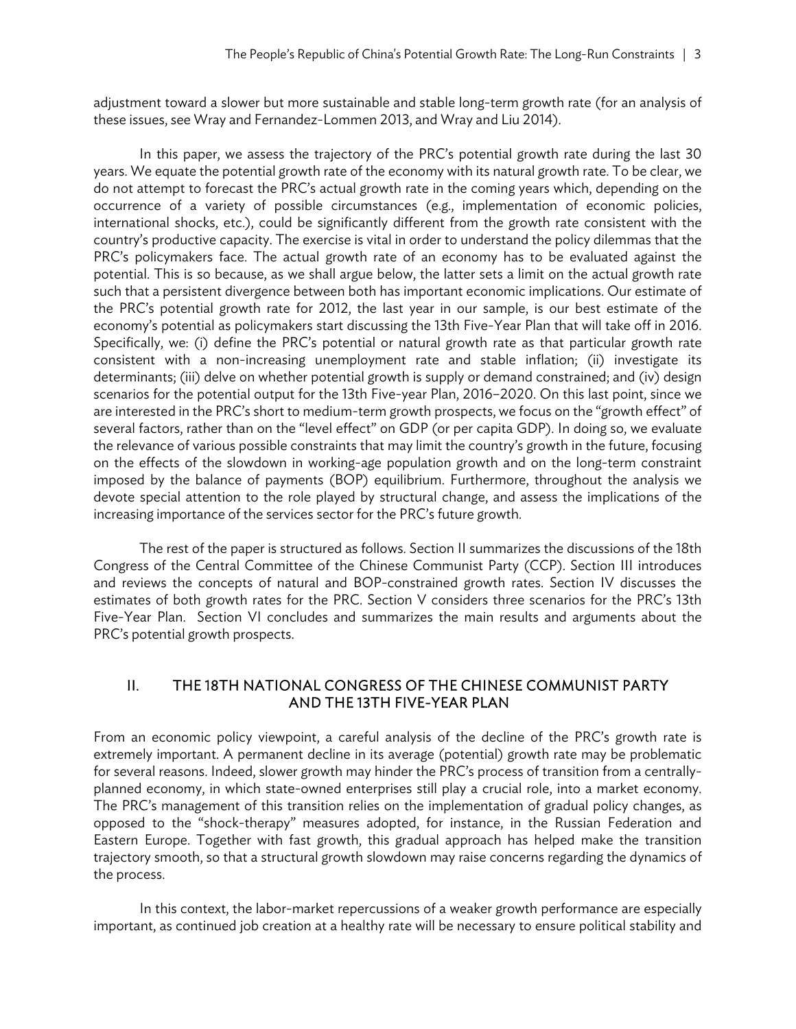adjustment toward a slower but more sustainable and stable long-term growth rate (for an analysis of these issues, see Wray and Fernandez-Lommen 2013, and Wray and Liu 2014).

In this paper, we assess the trajectory of the PRC's potential growth rate during the last 30 years. We equate the potential growth rate of the economy with its natural growth rate. To be clear, we do not attempt to forecast the PRC's actual growth rate in the coming years which, depending on the occurrence of a variety of possible circumstances (e.g., implementation of economic policies, international shocks, etc.), could be significantly different from the growth rate consistent with the country's productive capacity. The exercise is vital in order to understand the policy dilemmas that the PRC's policymakers face. The actual growth rate of an economy has to be evaluated against the potential. This is so because, as we shall argue below, the latter sets a limit on the actual growth rate such that a persistent divergence between both has important economic implications. Our estimate of the PRC's potential growth rate for 2012, the last year in our sample, is our best estimate of the economy's potential as policymakers start discussing the 13th Five-Year Plan that will take off in 2016. Specifically, we: (i) define the PRC's potential or natural growth rate as that particular growth rate consistent with a non-increasing unemployment rate and stable inflation; (ii) investigate its determinants; (iii) delve on whether potential growth is supply or demand constrained; and (iv) design scenarios for the potential output for the 13th Five-year Plan, 2016–2020. On this last point, since we are interested in the PRC's short to medium-term growth prospects, we focus on the "growth effect" of several factors, rather than on the "level effect" on GDP (or per capita GDP). In doing so, we evaluate the relevance of various possible constraints that may limit the country's growth in the future, focusing on the effects of the slowdown in working-age population growth and on the long-term constraint imposed by the balance of payments (BOP) equilibrium. Furthermore, throughout the analysis we devote special attention to the role played by structural change, and assess the implications of the increasing importance of the services sector for the PRC's future growth.

The rest of the paper is structured as follows. Section II summarizes the discussions of the 18th Congress of the Central Committee of the Chinese Communist Party (CCP). Section III introduces and reviews the concepts of natural and BOP-constrained growth rates. Section IV discusses the estimates of both growth rates for the PRC. Section V considers three scenarios for the PRC's 13th Five-Year Plan. Section VI concludes and summarizes the main results and arguments about the PRC's potential growth prospects.

## II. THE 18TH NATIONAL CONGRESS OF THE CHINESE COMMUNIST PARTY AND THE 13TH FIVE-YEAR PLAN

From an economic policy viewpoint, a careful analysis of the decline of the PRC's growth rate is extremely important. A permanent decline in its average (potential) growth rate may be problematic for several reasons. Indeed, slower growth may hinder the PRC's process of transition from a centrally-planned economy, in which state-owned enterprises still play a crucial role, into a market economy. The PRC's management of this transition relies on the implementation of gradual policy changes, as opposed to the "shock-therapy" measures adopted, for instance, in the Russian Federation and Eastern Europe. Together with fast growth, this gradual approach has helped make the transition trajectory smooth, so that a structural growth slowdown may raise concerns regarding the dynamics of the process.

In this context, the labor-market repercussions of a weaker growth performance are especially important, as continued job creation at a healthy rate will be necessary to ensure political stability and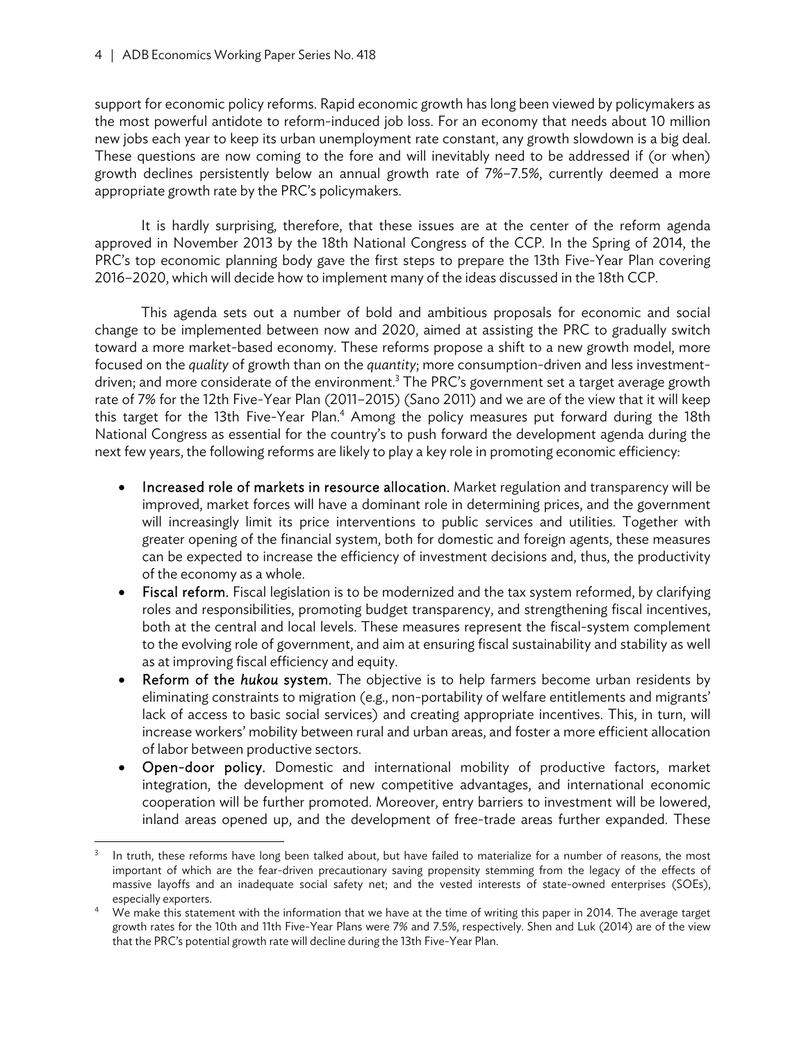support for economic policy reforms. Rapid economic growth has long been viewed by policymakers as the most powerful antidote to reform-induced job loss. For an economy that needs about 10 million new jobs each year to keep its urban unemployment rate constant, any growth slowdown is a big deal. These questions are now coming to the fore and will inevitably need to be addressed if (or when) growth declines persistently below an annual growth rate of 7%–7.5%, currently deemed a more appropriate growth rate by the PRC's policymakers.

It is hardly surprising, therefore, that these issues are at the center of the reform agenda approved in November 2013 by the 18th National Congress of the CCP. In the Spring of 2014, the PRC's top economic planning body gave the first steps to prepare the 13th Five-Year Plan covering 2016–2020, which will decide how to implement many of the ideas discussed in the 18th CCP.

This agenda sets out a number of bold and ambitious proposals for economic and social change to be implemented between now and 2020, aimed at assisting the PRC to gradually switch toward a more market-based economy. These reforms propose a shift to a new growth model, more focused on the *quality* of growth than on the *quantity*; more consumption-driven and less investment-driven; and more considerate of the environment.[3] The PRC's government set a target average growth rate of 7% for the 12th Five-Year Plan (2011–2015) (Sano 2011) and we are of the view that it will keep this target for the 13th Five-Year Plan.[4] Among the policy measures put forward during the 18th National Congress as essential for the country's to push forward the development agenda during the next few years, the following reforms are likely to play a key role in promoting economic efficiency:

- **Increased role of markets in resource allocation.** Market regulation and transparency will be improved, market forces will have a dominant role in determining prices, and the government will increasingly limit its price interventions to public services and utilities. Together with greater opening of the financial system, both for domestic and foreign agents, these measures can be expected to increase the efficiency of investment decisions and, thus, the productivity of the economy as a whole.
- **Fiscal reform.** Fiscal legislation is to be modernized and the tax system reformed, by clarifying roles and responsibilities, promoting budget transparency, and strengthening fiscal incentives, both at the central and local levels. These measures represent the fiscal-system complement to the evolving role of government, and aim at ensuring fiscal sustainability and stability as well as at improving fiscal efficiency and equity.
- **Reform of the *hukou* system.** The objective is to help farmers become urban residents by eliminating constraints to migration (e.g., non-portability of welfare entitlements and migrants' lack of access to basic social services) and creating appropriate incentives. This, in turn, will increase workers' mobility between rural and urban areas, and foster a more efficient allocation of labor between productive sectors.
- **Open-door policy.** Domestic and international mobility of productive factors, market integration, the development of new competitive advantages, and international economic cooperation will be further promoted. Moreover, entry barriers to investment will be lowered, inland areas opened up, and the development of free-trade areas further expanded. These

[3] In truth, these reforms have long been talked about, but have failed to materialize for a number of reasons, the most important of which are the fear-driven precautionary saving propensity stemming from the legacy of the effects of massive layoffs and an inadequate social safety net; and the vested interests of state-owned enterprises (SOEs), especially exporters.

[4] We make this statement with the information that we have at the time of writing this paper in 2014. The average target growth rates for the 10th and 11th Five-Year Plans were 7% and 7.5%, respectively. Shen and Luk (2014) are of the view that the PRC's potential growth rate will decline during the 13th Five-Year Plan.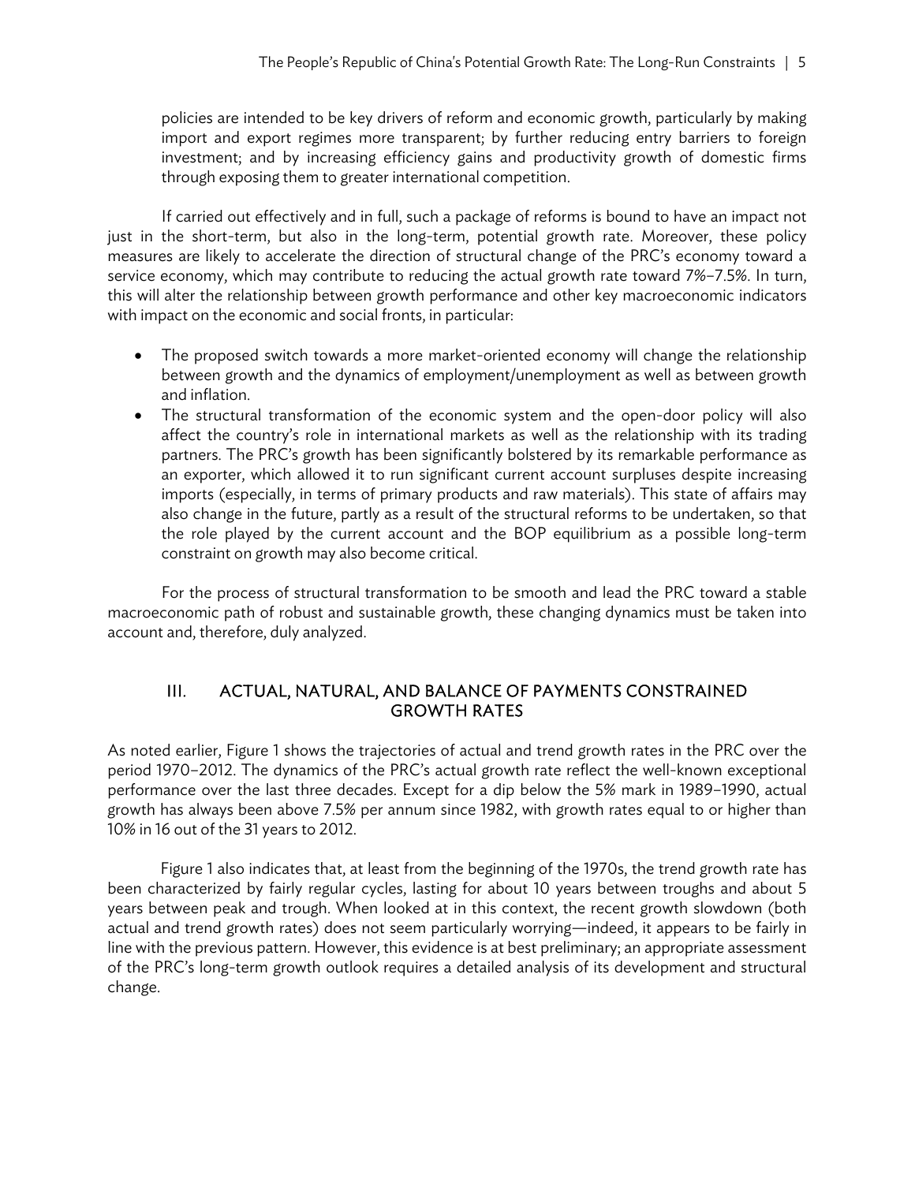policies are intended to be key drivers of reform and economic growth, particularly by making import and export regimes more transparent; by further reducing entry barriers to foreign investment; and by increasing efficiency gains and productivity growth of domestic firms through exposing them to greater international competition.

If carried out effectively and in full, such a package of reforms is bound to have an impact not just in the short-term, but also in the long-term, potential growth rate. Moreover, these policy measures are likely to accelerate the direction of structural change of the PRC's economy toward a service economy, which may contribute to reducing the actual growth rate toward 7%–7.5%. In turn, this will alter the relationship between growth performance and other key macroeconomic indicators with impact on the economic and social fronts, in particular:

- The proposed switch towards a more market-oriented economy will change the relationship between growth and the dynamics of employment/unemployment as well as between growth and inflation.
- The structural transformation of the economic system and the open-door policy will also affect the country's role in international markets as well as the relationship with its trading partners. The PRC's growth has been significantly bolstered by its remarkable performance as an exporter, which allowed it to run significant current account surpluses despite increasing imports (especially, in terms of primary products and raw materials). This state of affairs may also change in the future, partly as a result of the structural reforms to be undertaken, so that the role played by the current account and the BOP equilibrium as a possible long-term constraint on growth may also become critical.

For the process of structural transformation to be smooth and lead the PRC toward a stable macroeconomic path of robust and sustainable growth, these changing dynamics must be taken into account and, therefore, duly analyzed.

## III. ACTUAL, NATURAL, AND BALANCE OF PAYMENTS CONSTRAINED GROWTH RATES

As noted earlier, Figure 1 shows the trajectories of actual and trend growth rates in the PRC over the period 1970–2012. The dynamics of the PRC's actual growth rate reflect the well-known exceptional performance over the last three decades. Except for a dip below the 5% mark in 1989–1990, actual growth has always been above 7.5% per annum since 1982, with growth rates equal to or higher than 10% in 16 out of the 31 years to 2012.

Figure 1 also indicates that, at least from the beginning of the 1970s, the trend growth rate has been characterized by fairly regular cycles, lasting for about 10 years between troughs and about 5 years between peak and trough. When looked at in this context, the recent growth slowdown (both actual and trend growth rates) does not seem particularly worrying—indeed, it appears to be fairly in line with the previous pattern. However, this evidence is at best preliminary; an appropriate assessment of the PRC's long-term growth outlook requires a detailed analysis of its development and structural change.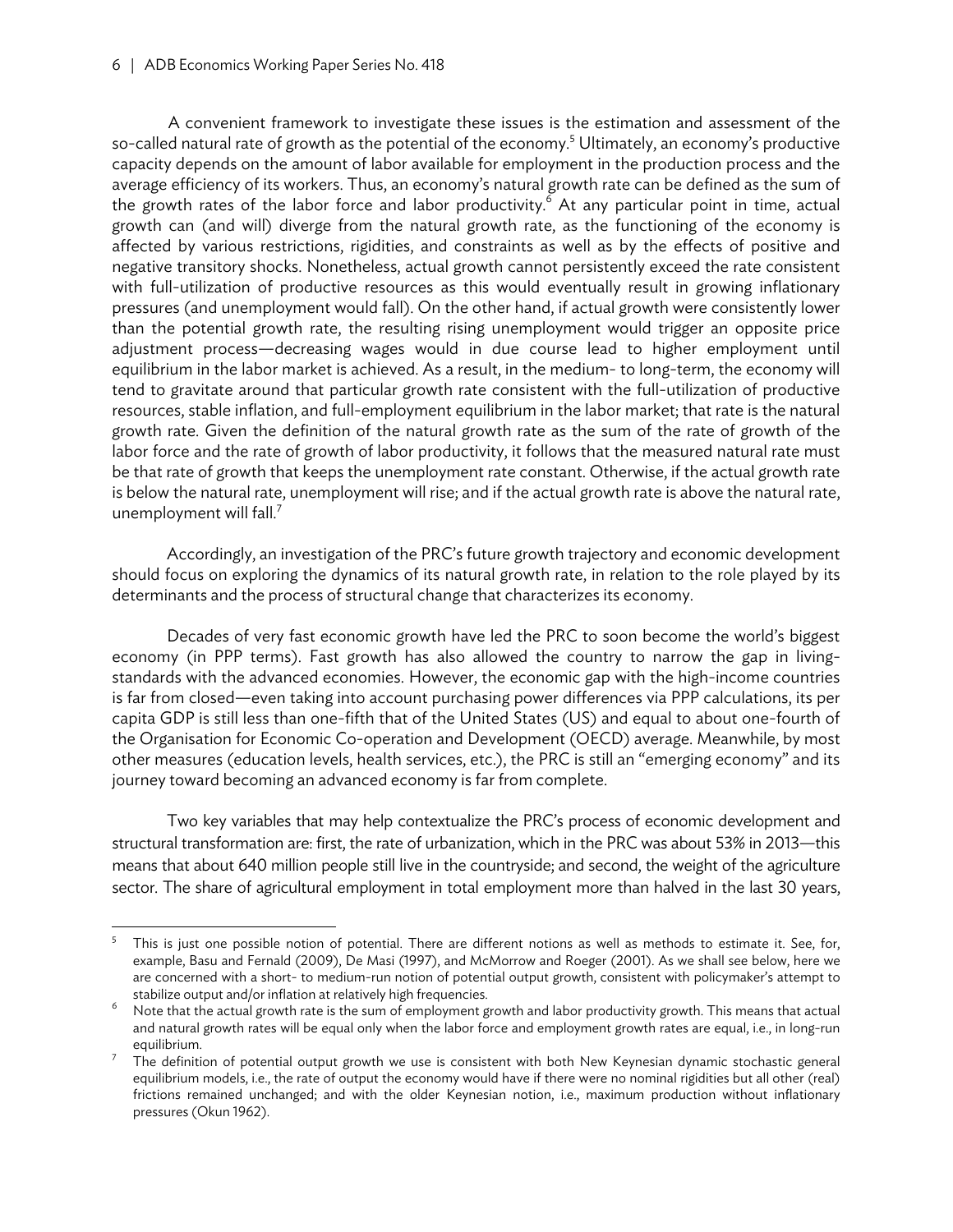A convenient framework to investigate these issues is the estimation and assessment of the so-called natural rate of growth as the potential of the economy.[5] Ultimately, an economy's productive capacity depends on the amount of labor available for employment in the production process and the average efficiency of its workers. Thus, an economy's natural growth rate can be defined as the sum of the growth rates of the labor force and labor productivity.[6] At any particular point in time, actual growth can (and will) diverge from the natural growth rate, as the functioning of the economy is affected by various restrictions, rigidities, and constraints as well as by the effects of positive and negative transitory shocks. Nonetheless, actual growth cannot persistently exceed the rate consistent with full-utilization of productive resources as this would eventually result in growing inflationary pressures (and unemployment would fall). On the other hand, if actual growth were consistently lower than the potential growth rate, the resulting rising unemployment would trigger an opposite price adjustment process—decreasing wages would in due course lead to higher employment until equilibrium in the labor market is achieved. As a result, in the medium- to long-term, the economy will tend to gravitate around that particular growth rate consistent with the full-utilization of productive resources, stable inflation, and full-employment equilibrium in the labor market; that rate is the natural growth rate. Given the definition of the natural growth rate as the sum of the rate of growth of the labor force and the rate of growth of labor productivity, it follows that the measured natural rate must be that rate of growth that keeps the unemployment rate constant. Otherwise, if the actual growth rate is below the natural rate, unemployment will rise; and if the actual growth rate is above the natural rate, unemployment will fall.[7]

Accordingly, an investigation of the PRC's future growth trajectory and economic development should focus on exploring the dynamics of its natural growth rate, in relation to the role played by its determinants and the process of structural change that characterizes its economy.

Decades of very fast economic growth have led the PRC to soon become the world's biggest economy (in PPP terms). Fast growth has also allowed the country to narrow the gap in living-standards with the advanced economies. However, the economic gap with the high-income countries is far from closed—even taking into account purchasing power differences via PPP calculations, its per capita GDP is still less than one-fifth that of the United States (US) and equal to about one-fourth of the Organisation for Economic Co-operation and Development (OECD) average. Meanwhile, by most other measures (education levels, health services, etc.), the PRC is still an "emerging economy" and its journey toward becoming an advanced economy is far from complete.

Two key variables that may help contextualize the PRC's process of economic development and structural transformation are: first, the rate of urbanization, which in the PRC was about 53% in 2013—this means that about 640 million people still live in the countryside; and second, the weight of the agriculture sector. The share of agricultural employment in total employment more than halved in the last 30 years,

---

[5] This is just one possible notion of potential. There are different notions as well as methods to estimate it. See, for, example, Basu and Fernald (2009), De Masi (1997), and McMorrow and Roeger (2001). As we shall see below, here we are concerned with a short- to medium-run notion of potential output growth, consistent with policymaker's attempt to stabilize output and/or inflation at relatively high frequencies.

[6] Note that the actual growth rate is the sum of employment growth and labor productivity growth. This means that actual and natural growth rates will be equal only when the labor force and employment growth rates are equal, i.e., in long-run equilibrium.

[7] The definition of potential output growth we use is consistent with both New Keynesian dynamic stochastic general equilibrium models, i.e., the rate of output the economy would have if there were no nominal rigidities but all other (real) frictions remained unchanged; and with the older Keynesian notion, i.e., maximum production without inflationary pressures (Okun 1962).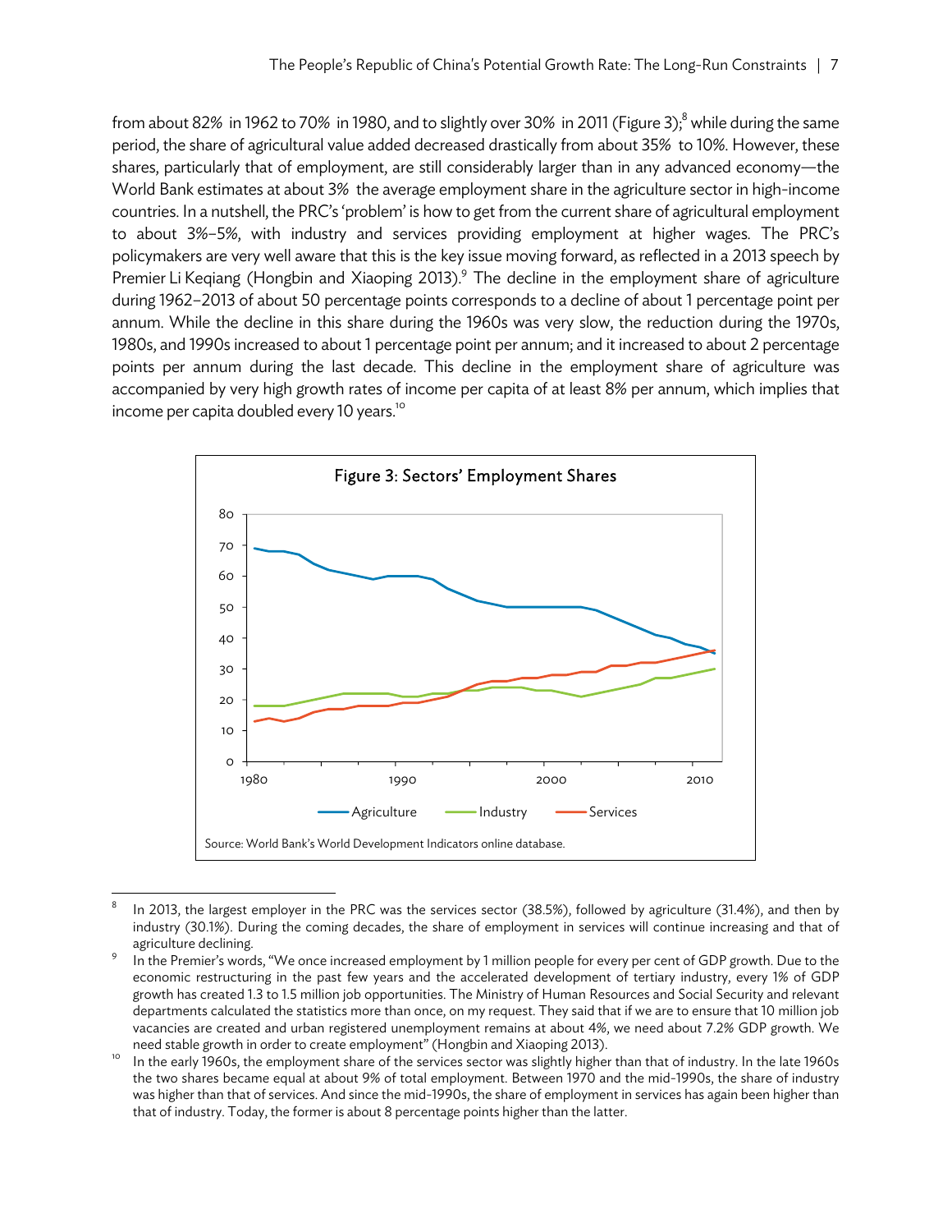from about 82% in 1962 to 70% in 1980, and to slightly over 30% in 2011 (Figure 3);[8] while during the same period, the share of agricultural value added decreased drastically from about 35% to 10%. However, these shares, particularly that of employment, are still considerably larger than in any advanced economy—the World Bank estimates at about 3% the average employment share in the agriculture sector in high-income countries. In a nutshell, the PRC's 'problem' is how to get from the current share of agricultural employment to about 3%–5%, with industry and services providing employment at higher wages. The PRC's policymakers are very well aware that this is the key issue moving forward, as reflected in a 2013 speech by Premier Li Keqiang (Hongbin and Xiaoping 2013).[9] The decline in the employment share of agriculture during 1962–2013 of about 50 percentage points corresponds to a decline of about 1 percentage point per annum. While the decline in this share during the 1960s was very slow, the reduction during the 1970s, 1980s, and 1990s increased to about 1 percentage point per annum; and it increased to about 2 percentage points per annum during the last decade. This decline in the employment share of agriculture was accompanied by very high growth rates of income per capita of at least 8% per annum, which implies that income per capita doubled every 10 years.[10]

**Figure 3: Sectors' Employment Shares**

Source: World Bank's World Development Indicators online database.

---

[8] In 2013, the largest employer in the PRC was the services sector (38.5%), followed by agriculture (31.4%), and then by industry (30.1%). During the coming decades, the share of employment in services will continue increasing and that of agriculture declining.

[9] In the Premier's words, "We once increased employment by 1 million people for every per cent of GDP growth. Due to the economic restructuring in the past few years and the accelerated development of tertiary industry, every 1% of GDP growth has created 1.3 to 1.5 million job opportunities. The Ministry of Human Resources and Social Security and relevant departments calculated the statistics more than once, on my request. They said that if we are to ensure that 10 million job vacancies are created and urban registered unemployment remains at about 4%, we need about 7.2% GDP growth. We need stable growth in order to create employment" (Hongbin and Xiaoping 2013).

[10] In the early 1960s, the employment share of the services sector was slightly higher than that of industry. In the late 1960s the two shares became equal at about 9% of total employment. Between 1970 and the mid-1990s, the share of industry was higher than that of services. And since the mid-1990s, the share of employment in services has again been higher than that of industry. Today, the former is about 8 percentage points higher than the latter.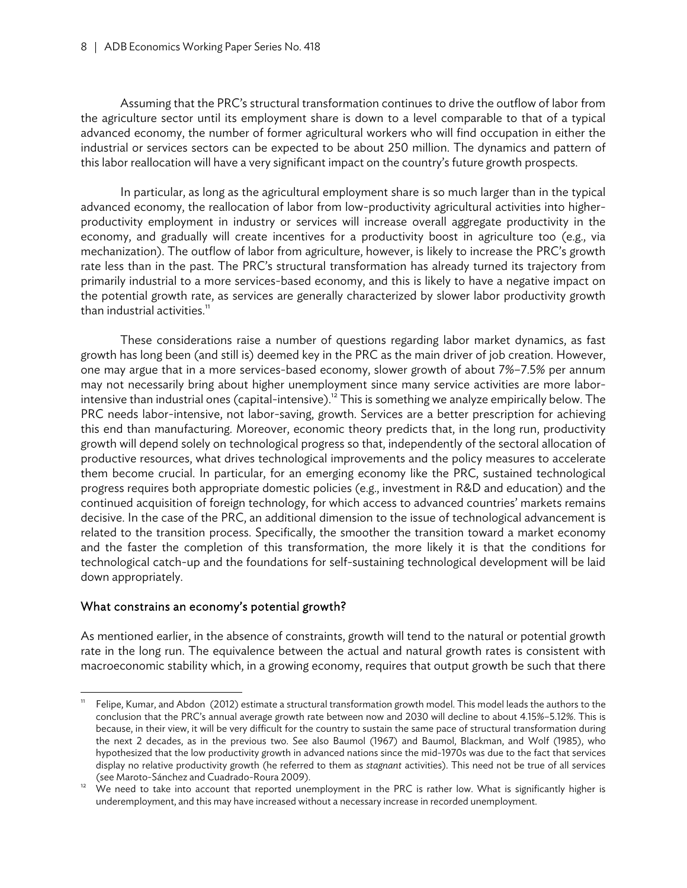Assuming that the PRC's structural transformation continues to drive the outflow of labor from the agriculture sector until its employment share is down to a level comparable to that of a typical advanced economy, the number of former agricultural workers who will find occupation in either the industrial or services sectors can be expected to be about 250 million. The dynamics and pattern of this labor reallocation will have a very significant impact on the country's future growth prospects.

In particular, as long as the agricultural employment share is so much larger than in the typical advanced economy, the reallocation of labor from low-productivity agricultural activities into higher-productivity employment in industry or services will increase overall aggregate productivity in the economy, and gradually will create incentives for a productivity boost in agriculture too (e.g., via mechanization). The outflow of labor from agriculture, however, is likely to increase the PRC's growth rate less than in the past. The PRC's structural transformation has already turned its trajectory from primarily industrial to a more services-based economy, and this is likely to have a negative impact on the potential growth rate, as services are generally characterized by slower labor productivity growth than industrial activities.[11]

These considerations raise a number of questions regarding labor market dynamics, as fast growth has long been (and still is) deemed key in the PRC as the main driver of job creation. However, one may argue that in a more services-based economy, slower growth of about 7%–7.5% per annum may not necessarily bring about higher unemployment since many service activities are more labor-intensive than industrial ones (capital-intensive).[12] This is something we analyze empirically below. The PRC needs labor-intensive, not labor-saving, growth. Services are a better prescription for achieving this end than manufacturing. Moreover, economic theory predicts that, in the long run, productivity growth will depend solely on technological progress so that, independently of the sectoral allocation of productive resources, what drives technological improvements and the policy measures to accelerate them become crucial. In particular, for an emerging economy like the PRC, sustained technological progress requires both appropriate domestic policies (e.g., investment in R&D and education) and the continued acquisition of foreign technology, for which access to advanced countries' markets remains decisive. In the case of the PRC, an additional dimension to the issue of technological advancement is related to the transition process. Specifically, the smoother the transition toward a market economy and the faster the completion of this transformation, the more likely it is that the conditions for technological catch-up and the foundations for self-sustaining technological development will be laid down appropriately.

### What constrains an economy's potential growth?

As mentioned earlier, in the absence of constraints, growth will tend to the natural or potential growth rate in the long run. The equivalence between the actual and natural growth rates is consistent with macroeconomic stability which, in a growing economy, requires that output growth be such that there

---

[11] Felipe, Kumar, and Abdon (2012) estimate a structural transformation growth model. This model leads the authors to the conclusion that the PRC's annual average growth rate between now and 2030 will decline to about 4.15%–5.12%. This is because, in their view, it will be very difficult for the country to sustain the same pace of structural transformation during the next 2 decades, as in the previous two. See also Baumol (1967) and Baumol, Blackman, and Wolf (1985), who hypothesized that the low productivity growth in advanced nations since the mid-1970s was due to the fact that services display no relative productivity growth (he referred to them as *stagnant* activities). This need not be true of all services (see Maroto-Sánchez and Cuadrado-Roura 2009).

[12] We need to take into account that reported unemployment in the PRC is rather low. What is significantly higher is underemployment, and this may have increased without a necessary increase in recorded unemployment.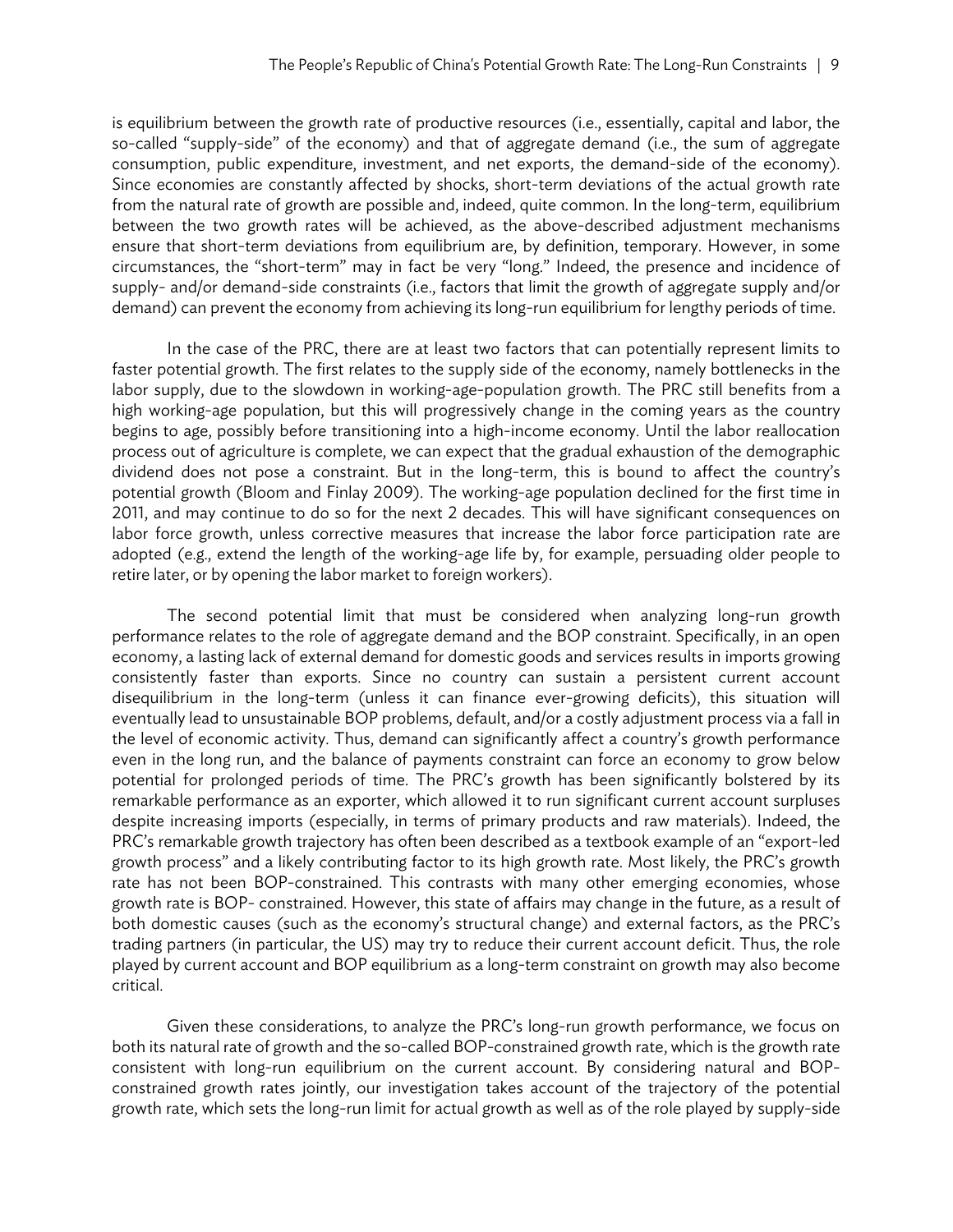is equilibrium between the growth rate of productive resources (i.e., essentially, capital and labor, the so-called "supply-side" of the economy) and that of aggregate demand (i.e., the sum of aggregate consumption, public expenditure, investment, and net exports, the demand-side of the economy). Since economies are constantly affected by shocks, short-term deviations of the actual growth rate from the natural rate of growth are possible and, indeed, quite common. In the long-term, equilibrium between the two growth rates will be achieved, as the above-described adjustment mechanisms ensure that short-term deviations from equilibrium are, by definition, temporary. However, in some circumstances, the "short-term" may in fact be very "long." Indeed, the presence and incidence of supply- and/or demand-side constraints (i.e., factors that limit the growth of aggregate supply and/or demand) can prevent the economy from achieving its long-run equilibrium for lengthy periods of time.

In the case of the PRC, there are at least two factors that can potentially represent limits to faster potential growth. The first relates to the supply side of the economy, namely bottlenecks in the labor supply, due to the slowdown in working-age-population growth. The PRC still benefits from a high working-age population, but this will progressively change in the coming years as the country begins to age, possibly before transitioning into a high-income economy. Until the labor reallocation process out of agriculture is complete, we can expect that the gradual exhaustion of the demographic dividend does not pose a constraint. But in the long-term, this is bound to affect the country's potential growth (Bloom and Finlay 2009). The working-age population declined for the first time in 2011, and may continue to do so for the next 2 decades. This will have significant consequences on labor force growth, unless corrective measures that increase the labor force participation rate are adopted (e.g., extend the length of the working-age life by, for example, persuading older people to retire later, or by opening the labor market to foreign workers).

The second potential limit that must be considered when analyzing long-run growth performance relates to the role of aggregate demand and the BOP constraint. Specifically, in an open economy, a lasting lack of external demand for domestic goods and services results in imports growing consistently faster than exports. Since no country can sustain a persistent current account disequilibrium in the long-term (unless it can finance ever-growing deficits), this situation will eventually lead to unsustainable BOP problems, default, and/or a costly adjustment process via a fall in the level of economic activity. Thus, demand can significantly affect a country's growth performance even in the long run, and the balance of payments constraint can force an economy to grow below potential for prolonged periods of time. The PRC's growth has been significantly bolstered by its remarkable performance as an exporter, which allowed it to run significant current account surpluses despite increasing imports (especially, in terms of primary products and raw materials). Indeed, the PRC's remarkable growth trajectory has often been described as a textbook example of an "export-led growth process" and a likely contributing factor to its high growth rate. Most likely, the PRC's growth rate has not been BOP-constrained. This contrasts with many other emerging economies, whose growth rate is BOP- constrained. However, this state of affairs may change in the future, as a result of both domestic causes (such as the economy's structural change) and external factors, as the PRC's trading partners (in particular, the US) may try to reduce their current account deficit. Thus, the role played by current account and BOP equilibrium as a long-term constraint on growth may also become critical.

Given these considerations, to analyze the PRC's long-run growth performance, we focus on both its natural rate of growth and the so-called BOP-constrained growth rate, which is the growth rate consistent with long-run equilibrium on the current account. By considering natural and BOP-constrained growth rates jointly, our investigation takes account of the trajectory of the potential growth rate, which sets the long-run limit for actual growth as well as of the role played by supply-side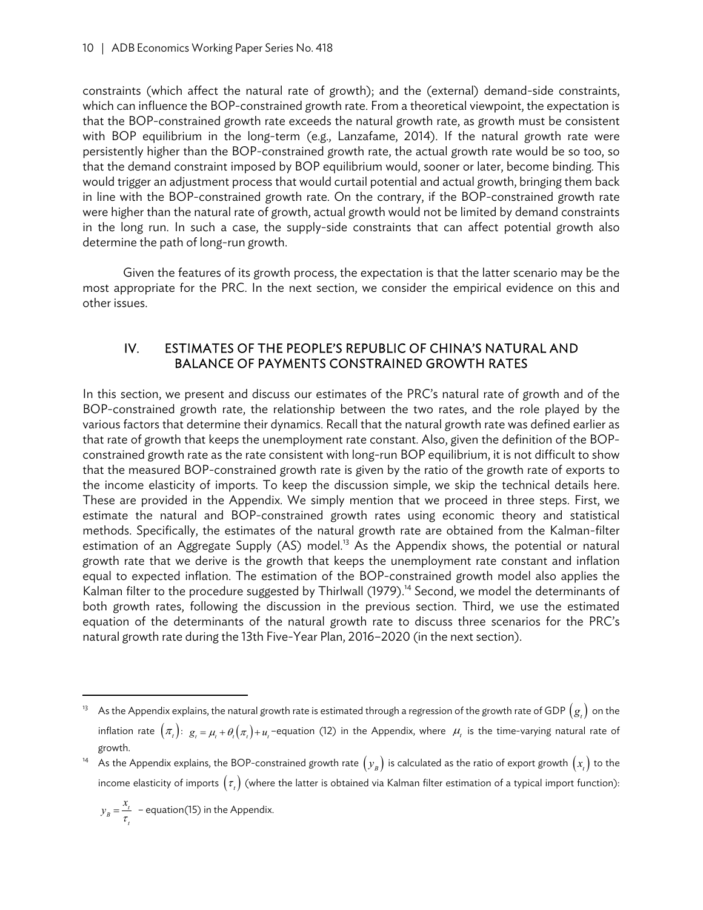constraints (which affect the natural rate of growth); and the (external) demand-side constraints, which can influence the BOP-constrained growth rate. From a theoretical viewpoint, the expectation is that the BOP-constrained growth rate exceeds the natural growth rate, as growth must be consistent with BOP equilibrium in the long-term (e.g., Lanzafame, 2014). If the natural growth rate were persistently higher than the BOP-constrained growth rate, the actual growth rate would be so too, so that the demand constraint imposed by BOP equilibrium would, sooner or later, become binding. This would trigger an adjustment process that would curtail potential and actual growth, bringing them back in line with the BOP-constrained growth rate. On the contrary, if the BOP-constrained growth rate were higher than the natural rate of growth, actual growth would not be limited by demand constraints in the long run. In such a case, the supply-side constraints that can affect potential growth also determine the path of long-run growth.

Given the features of its growth process, the expectation is that the latter scenario may be the most appropriate for the PRC. In the next section, we consider the empirical evidence on this and other issues.

## IV. ESTIMATES OF THE PEOPLE'S REPUBLIC OF CHINA'S NATURAL AND BALANCE OF PAYMENTS CONSTRAINED GROWTH RATES

In this section, we present and discuss our estimates of the PRC's natural rate of growth and of the BOP-constrained growth rate, the relationship between the two rates, and the role played by the various factors that determine their dynamics. Recall that the natural growth rate was defined earlier as that rate of growth that keeps the unemployment rate constant. Also, given the definition of the BOP-constrained growth rate as the rate consistent with long-run BOP equilibrium, it is not difficult to show that the measured BOP-constrained growth rate is given by the ratio of the growth rate of exports to the income elasticity of imports. To keep the discussion simple, we skip the technical details here. These are provided in the Appendix. We simply mention that we proceed in three steps. First, we estimate the natural and BOP-constrained growth rates using economic theory and statistical methods. Specifically, the estimates of the natural growth rate are obtained from the Kalman-filter estimation of an Aggregate Supply (AS) model.[13] As the Appendix shows, the potential or natural growth rate that we derive is the growth that keeps the unemployment rate constant and inflation equal to expected inflation. The estimation of the BOP-constrained growth model also applies the Kalman filter to the procedure suggested by Thirlwall (1979).[14] Second, we model the determinants of both growth rates, following the discussion in the previous section. Third, we use the estimated equation of the determinants of the natural growth rate to discuss three scenarios for the PRC's natural growth rate during the 13th Five-Year Plan, 2016–2020 (in the next section).

---

[13] As the Appendix explains, the natural growth rate is estimated through a regression of the growth rate of GDP $(g_t)$ on the inflation rate $(\pi_t)$: $g_t = \mu_t + \theta_t(\pi_t) + u_t$ –equation (12) in the Appendix, where $\mu_t$ is the time-varying natural rate of growth.

[14] As the Appendix explains, the BOP-constrained growth rate $(y_B)$ is calculated as the ratio of export growth $(x_t)$ to the income elasticity of imports $(\tau_t)$ (where the latter is obtained via Kalman filter estimation of a typical import function): $y_B = \frac{x_t}{\tau_t}$ – equation(15) in the Appendix.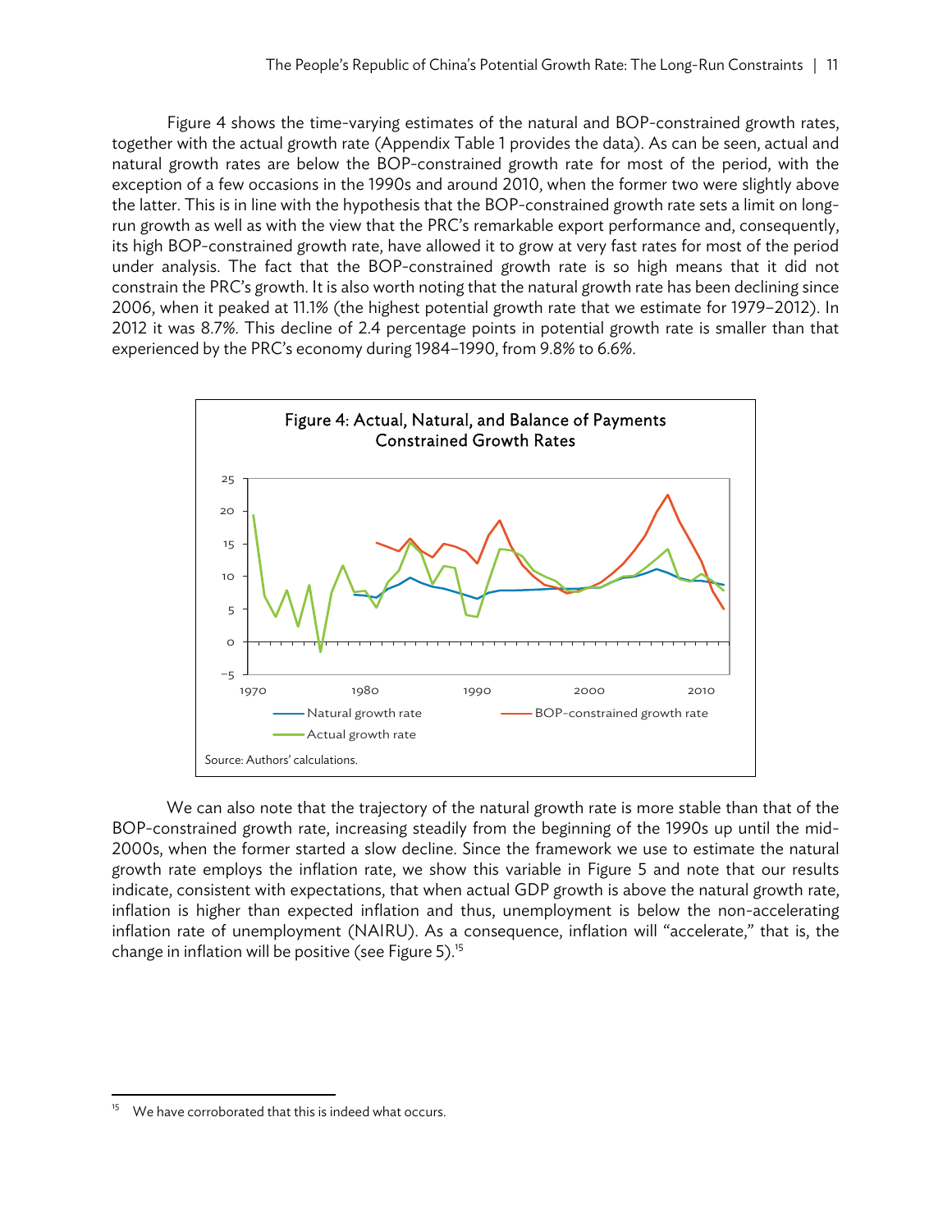Figure 4 shows the time-varying estimates of the natural and BOP-constrained growth rates, together with the actual growth rate (Appendix Table 1 provides the data). As can be seen, actual and natural growth rates are below the BOP-constrained growth rate for most of the period, with the exception of a few occasions in the 1990s and around 2010, when the former two were slightly above the latter. This is in line with the hypothesis that the BOP-constrained growth rate sets a limit on long-run growth as well as with the view that the PRC's remarkable export performance and, consequently, its high BOP-constrained growth rate, have allowed it to grow at very fast rates for most of the period under analysis. The fact that the BOP-constrained growth rate is so high means that it did not constrain the PRC's growth. It is also worth noting that the natural growth rate has been declining since 2006, when it peaked at 11.1% (the highest potential growth rate that we estimate for 1979–2012). In 2012 it was 8.7%. This decline of 2.4 percentage points in potential growth rate is smaller than that experienced by the PRC's economy during 1984–1990, from 9.8% to 6.6%.

Figure 4: Actual, Natural, and Balance of Payments Constrained Growth Rates

Source: Authors' calculations.

We can also note that the trajectory of the natural growth rate is more stable than that of the BOP-constrained growth rate, increasing steadily from the beginning of the 1990s up until the mid-2000s, when the former started a slow decline. Since the framework we use to estimate the natural growth rate employs the inflation rate, we show this variable in Figure 5 and note that our results indicate, consistent with expectations, that when actual GDP growth is above the natural growth rate, inflation is higher than expected inflation and thus, unemployment is below the non-accelerating inflation rate of unemployment (NAIRU). As a consequence, inflation will "accelerate," that is, the change in inflation will be positive (see Figure 5).[15]

[15] We have corroborated that this is indeed what occurs.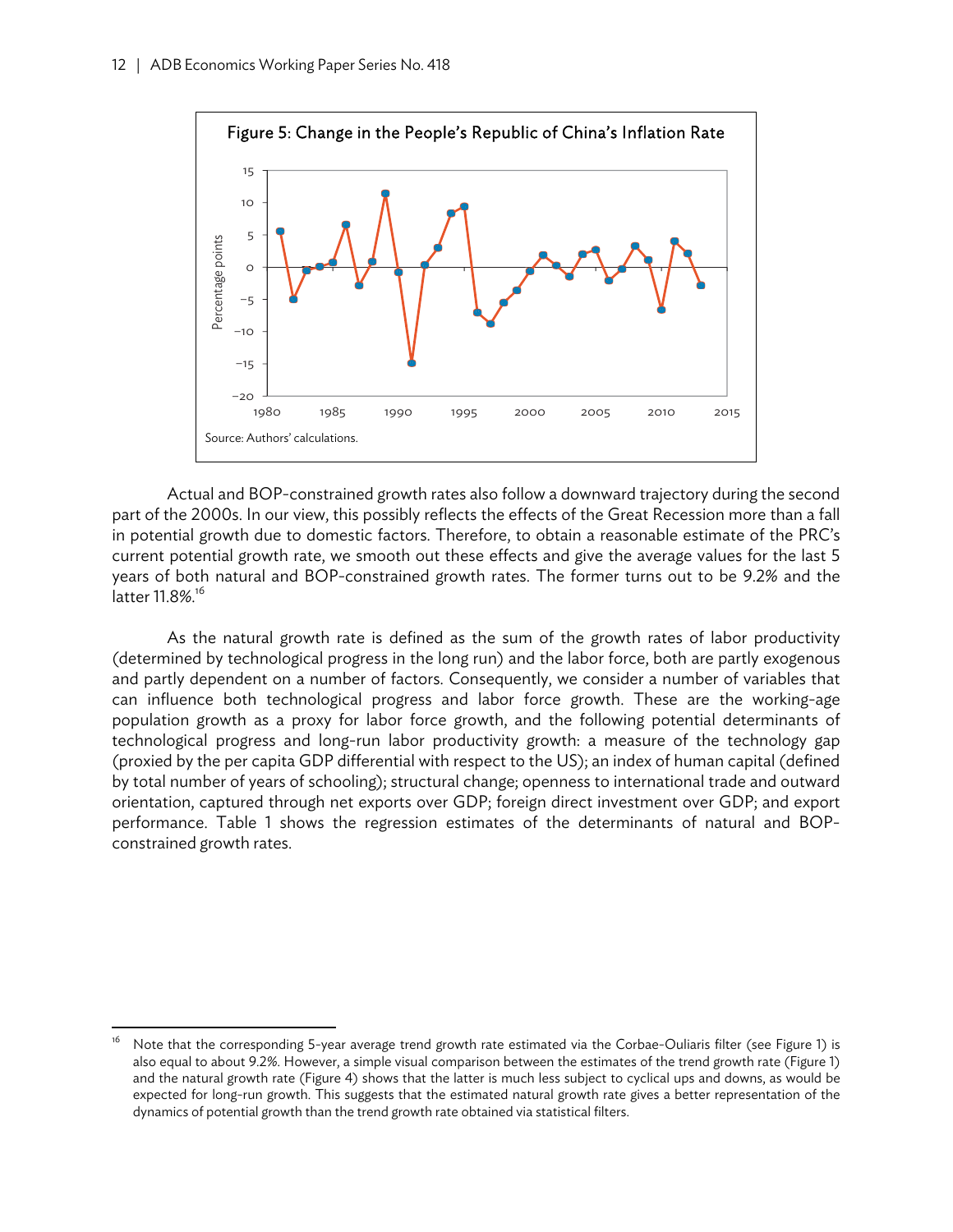Figure 5: Change in the People's Republic of China's Inflation Rate

Source: Authors' calculations.

Actual and BOP-constrained growth rates also follow a downward trajectory during the second part of the 2000s. In our view, this possibly reflects the effects of the Great Recession more than a fall in potential growth due to domestic factors. Therefore, to obtain a reasonable estimate of the PRC's current potential growth rate, we smooth out these effects and give the average values for the last 5 years of both natural and BOP-constrained growth rates. The former turns out to be 9.2% and the latter 11.8%.[16]

As the natural growth rate is defined as the sum of the growth rates of labor productivity (determined by technological progress in the long run) and the labor force, both are partly exogenous and partly dependent on a number of factors. Consequently, we consider a number of variables that can influence both technological progress and labor force growth. These are the working-age population growth as a proxy for labor force growth, and the following potential determinants of technological progress and long-run labor productivity growth: a measure of the technology gap (proxied by the per capita GDP differential with respect to the US); an index of human capital (defined by total number of years of schooling); structural change; openness to international trade and outward orientation, captured through net exports over GDP; foreign direct investment over GDP; and export performance. Table 1 shows the regression estimates of the determinants of natural and BOP-constrained growth rates.

[16] Note that the corresponding 5-year average trend growth rate estimated via the Corbae-Ouliaris filter (see Figure 1) is also equal to about 9.2%. However, a simple visual comparison between the estimates of the trend growth rate (Figure 1) and the natural growth rate (Figure 4) shows that the latter is much less subject to cyclical ups and downs, as would be expected for long-run growth. This suggests that the estimated natural growth rate gives a better representation of the dynamics of potential growth than the trend growth rate obtained via statistical filters.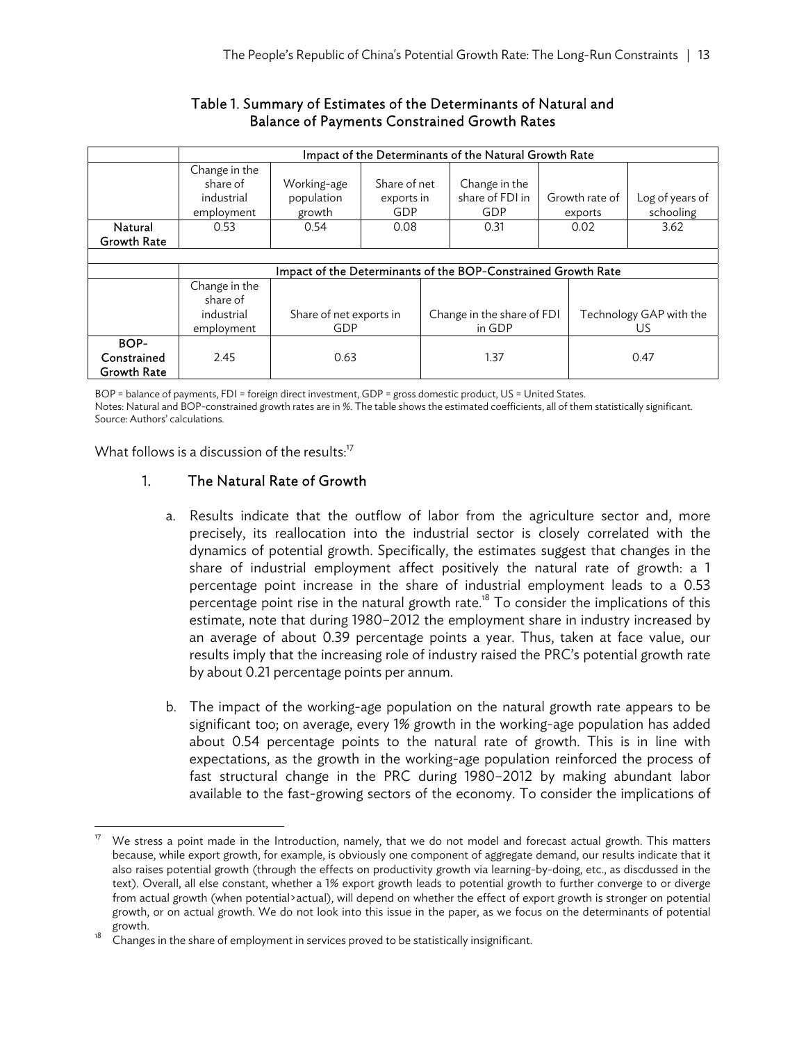Table 1. Summary of Estimates of the Determinants of Natural and Balance of Payments Constrained Growth Rates

| | Impact of the Determinants of the Natural Growth Rate | | | | | |
|---|---|---|---|---|---|---|
| | Change in the share of industrial employment | Working-age population growth | Share of net exports in GDP | Change in the share of FDI in GDP | Growth rate of exports | Log of years of schooling |
| Natural Growth Rate | 0.53 | 0.54 | 0.08 | 0.31 | 0.02 | 3.62 |

| | Impact of the Determinants of the BOP-Constrained Growth Rate | | | |
|---|---|---|---|---|
| | Change in the share of industrial employment | Share of net exports in GDP | Change in the share of FDI in GDP | Technology GAP with the US |
| BOP-Constrained Growth Rate | 2.45 | 0.63 | 1.37 | 0.47 |

BOP = balance of payments, FDI = foreign direct investment, GDP = gross domestic product, US = United States.
Notes: Natural and BOP-constrained growth rates are in %. The table shows the estimated coefficients, all of them statistically significant.
Source: Authors' calculations.

What follows is a discussion of the results:[17]

## 1. The Natural Rate of Growth

a. Results indicate that the outflow of labor from the agriculture sector and, more precisely, its reallocation into the industrial sector is closely correlated with the dynamics of potential growth. Specifically, the estimates suggest that changes in the share of industrial employment affect positively the natural rate of growth: a 1 percentage point increase in the share of industrial employment leads to a 0.53 percentage point rise in the natural growth rate.[18] To consider the implications of this estimate, note that during 1980–2012 the employment share in industry increased by an average of about 0.39 percentage points a year. Thus, taken at face value, our results imply that the increasing role of industry raised the PRC's potential growth rate by about 0.21 percentage points per annum.

b. The impact of the working-age population on the natural growth rate appears to be significant too; on average, every 1% growth in the working-age population has added about 0.54 percentage points to the natural rate of growth. This is in line with expectations, as the growth in the working-age population reinforced the process of fast structural change in the PRC during 1980–2012 by making abundant labor available to the fast-growing sectors of the economy. To consider the implications of

---

[17] We stress a point made in the Introduction, namely, that we do not model and forecast actual growth. This matters because, while export growth, for example, is obviously one component of aggregate demand, our results indicate that it also raises potential growth (through the effects on productivity growth via learning-by-doing, etc., as discdussed in the text). Overall, all else constant, whether a 1% export growth leads to potential growth to further converge to or diverge from actual growth (when potential>actual), will depend on whether the effect of export growth is stronger on potential growth, or on actual growth. We do not look into this issue in the paper, as we focus on the determinants of potential growth.

[18] Changes in the share of employment in services proved to be statistically insignificant.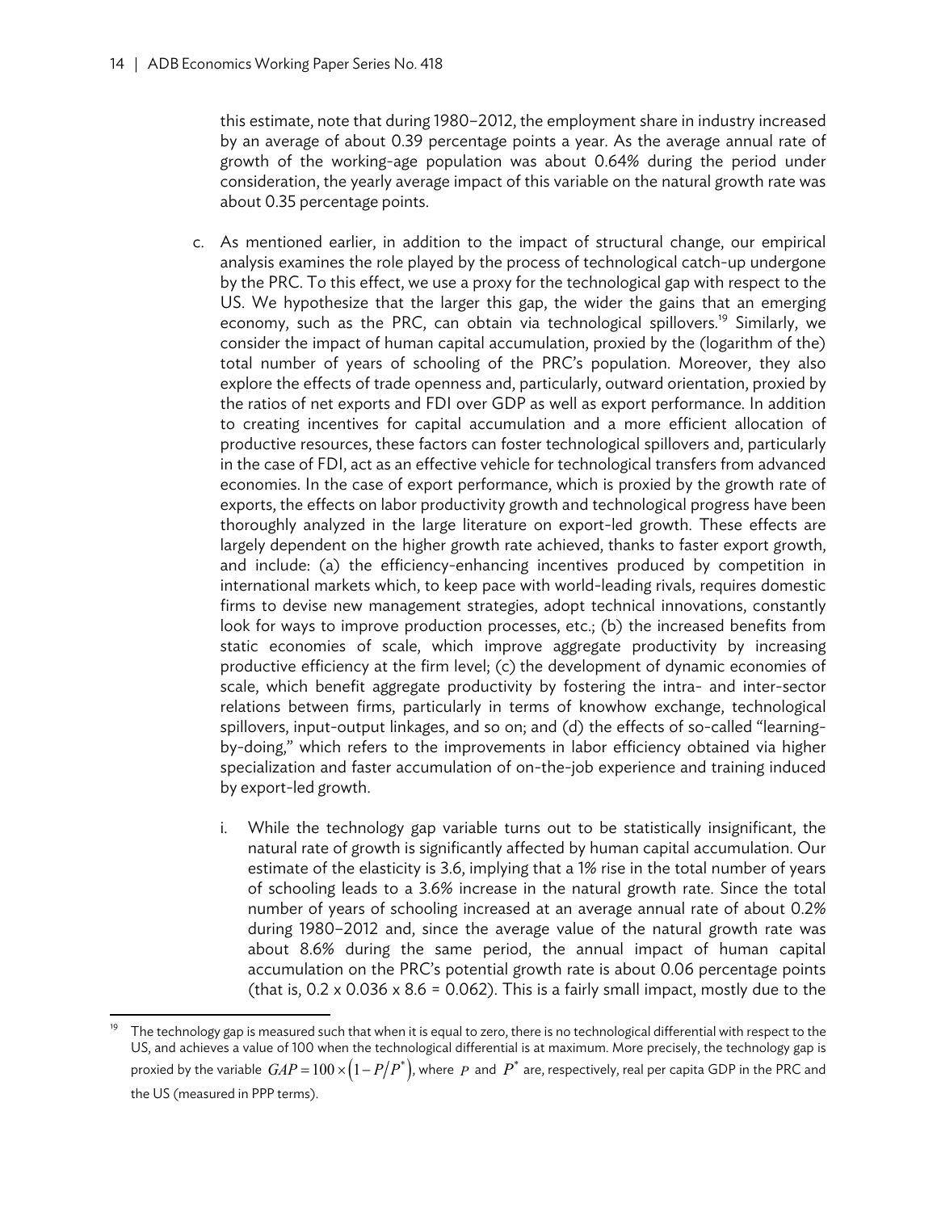this estimate, note that during 1980–2012, the employment share in industry increased by an average of about 0.39 percentage points a year. As the average annual rate of growth of the working-age population was about 0.64% during the period under consideration, the yearly average impact of this variable on the natural growth rate was about 0.35 percentage points.

c. As mentioned earlier, in addition to the impact of structural change, our empirical analysis examines the role played by the process of technological catch-up undergone by the PRC. To this effect, we use a proxy for the technological gap with respect to the US. We hypothesize that the larger this gap, the wider the gains that an emerging economy, such as the PRC, can obtain via technological spillovers.[19] Similarly, we consider the impact of human capital accumulation, proxied by the (logarithm of the) total number of years of schooling of the PRC's population. Moreover, they also explore the effects of trade openness and, particularly, outward orientation, proxied by the ratios of net exports and FDI over GDP as well as export performance. In addition to creating incentives for capital accumulation and a more efficient allocation of productive resources, these factors can foster technological spillovers and, particularly in the case of FDI, act as an effective vehicle for technological transfers from advanced economies. In the case of export performance, which is proxied by the growth rate of exports, the effects on labor productivity growth and technological progress have been thoroughly analyzed in the large literature on export-led growth. These effects are largely dependent on the higher growth rate achieved, thanks to faster export growth, and include: (a) the efficiency-enhancing incentives produced by competition in international markets which, to keep pace with world-leading rivals, requires domestic firms to devise new management strategies, adopt technical innovations, constantly look for ways to improve production processes, etc.; (b) the increased benefits from static economies of scale, which improve aggregate productivity by increasing productive efficiency at the firm level; (c) the development of dynamic economies of scale, which benefit aggregate productivity by fostering the intra- and inter-sector relations between firms, particularly in terms of knowhow exchange, technological spillovers, input-output linkages, and so on; and (d) the effects of so-called "learning-by-doing," which refers to the improvements in labor efficiency obtained via higher specialization and faster accumulation of on-the-job experience and training induced by export-led growth.

   i. While the technology gap variable turns out to be statistically insignificant, the natural rate of growth is significantly affected by human capital accumulation. Our estimate of the elasticity is 3.6, implying that a 1% rise in the total number of years of schooling leads to a 3.6% increase in the natural growth rate. Since the total number of years of schooling increased at an average annual rate of about 0.2% during 1980–2012 and, since the average value of the natural growth rate was about 8.6% during the same period, the annual impact of human capital accumulation on the PRC's potential growth rate is about 0.06 percentage points (that is, $0.2 \times 0.036 \times 8.6 = 0.062$). This is a fairly small impact, mostly due to the

---

[19] The technology gap is measured such that when it is equal to zero, there is no technological differential with respect to the US, and achieves a value of 100 when the technological differential is at maximum. More precisely, the technology gap is proxied by the variable $GAP = 100 \times \left(1 - P/P^*\right)$, where $P$ and $P^*$ are, respectively, real per capita GDP in the PRC and the US (measured in PPP terms).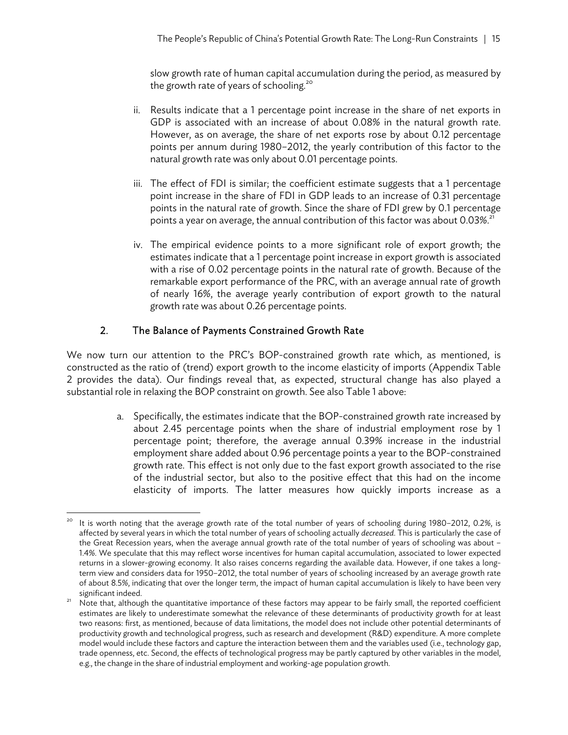slow growth rate of human capital accumulation during the period, as measured by the growth rate of years of schooling.[20]

ii. Results indicate that a 1 percentage point increase in the share of net exports in GDP is associated with an increase of about 0.08% in the natural growth rate. However, as on average, the share of net exports rose by about 0.12 percentage points per annum during 1980–2012, the yearly contribution of this factor to the natural growth rate was only about 0.01 percentage points.

iii. The effect of FDI is similar; the coefficient estimate suggests that a 1 percentage point increase in the share of FDI in GDP leads to an increase of 0.31 percentage points in the natural rate of growth. Since the share of FDI grew by 0.1 percentage points a year on average, the annual contribution of this factor was about 0.03%.[21]

iv. The empirical evidence points to a more significant role of export growth; the estimates indicate that a 1 percentage point increase in export growth is associated with a rise of 0.02 percentage points in the natural rate of growth. Because of the remarkable export performance of the PRC, with an average annual rate of growth of nearly 16%, the average yearly contribution of export growth to the natural growth rate was about 0.26 percentage points.

## 2. The Balance of Payments Constrained Growth Rate

We now turn our attention to the PRC's BOP-constrained growth rate which, as mentioned, is constructed as the ratio of (trend) export growth to the income elasticity of imports (Appendix Table 2 provides the data). Our findings reveal that, as expected, structural change has also played a substantial role in relaxing the BOP constraint on growth. See also Table 1 above:

a. Specifically, the estimates indicate that the BOP-constrained growth rate increased by about 2.45 percentage points when the share of industrial employment rose by 1 percentage point; therefore, the average annual 0.39% increase in the industrial employment share added about 0.96 percentage points a year to the BOP-constrained growth rate. This effect is not only due to the fast export growth associated to the rise of the industrial sector, but also to the positive effect that this had on the income elasticity of imports. The latter measures how quickly imports increase as a

---

[20] It is worth noting that the average growth rate of the total number of years of schooling during 1980–2012, 0.2%, is affected by several years in which the total number of years of schooling actually *decreased*. This is particularly the case of the Great Recession years, when the average annual growth rate of the total number of years of schooling was about –1.4%. We speculate that this may reflect worse incentives for human capital accumulation, associated to lower expected returns in a slower-growing economy. It also raises concerns regarding the available data. However, if one takes a long-term view and considers data for 1950–2012, the total number of years of schooling increased by an average growth rate of about 8.5%, indicating that over the longer term, the impact of human capital accumulation is likely to have been very significant indeed.

[21] Note that, although the quantitative importance of these factors may appear to be fairly small, the reported coefficient estimates are likely to underestimate somewhat the relevance of these determinants of productivity growth for at least two reasons: first, as mentioned, because of data limitations, the model does not include other potential determinants of productivity growth and technological progress, such as research and development (R&D) expenditure. A more complete model would include these factors and capture the interaction between them and the variables used (i.e., technology gap, trade openness, etc. Second, the effects of technological progress may be partly captured by other variables in the model, e.g., the change in the share of industrial employment and working-age population growth.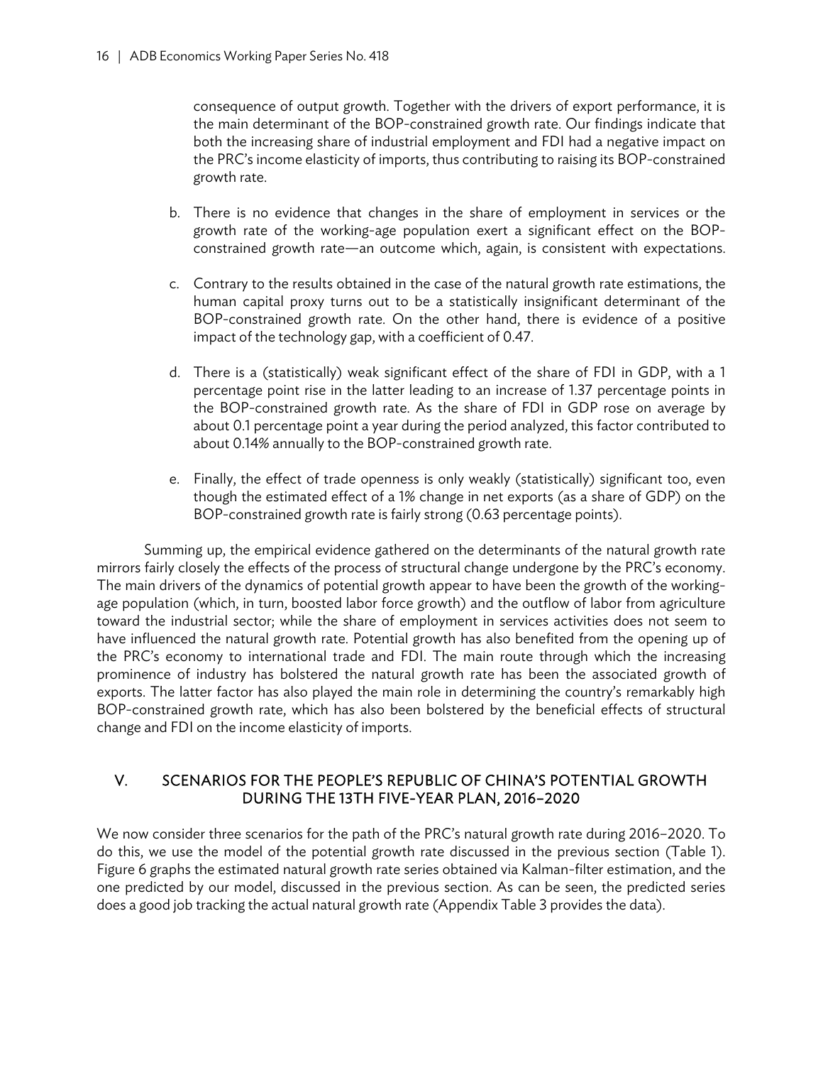consequence of output growth. Together with the drivers of export performance, it is the main determinant of the BOP-constrained growth rate. Our findings indicate that both the increasing share of industrial employment and FDI had a negative impact on the PRC's income elasticity of imports, thus contributing to raising its BOP-constrained growth rate.

b. There is no evidence that changes in the share of employment in services or the growth rate of the working-age population exert a significant effect on the BOP-constrained growth rate—an outcome which, again, is consistent with expectations.

c. Contrary to the results obtained in the case of the natural growth rate estimations, the human capital proxy turns out to be a statistically insignificant determinant of the BOP-constrained growth rate. On the other hand, there is evidence of a positive impact of the technology gap, with a coefficient of 0.47.

d. There is a (statistically) weak significant effect of the share of FDI in GDP, with a 1 percentage point rise in the latter leading to an increase of 1.37 percentage points in the BOP-constrained growth rate. As the share of FDI in GDP rose on average by about 0.1 percentage point a year during the period analyzed, this factor contributed to about 0.14% annually to the BOP-constrained growth rate.

e. Finally, the effect of trade openness is only weakly (statistically) significant too, even though the estimated effect of a 1% change in net exports (as a share of GDP) on the BOP-constrained growth rate is fairly strong (0.63 percentage points).

Summing up, the empirical evidence gathered on the determinants of the natural growth rate mirrors fairly closely the effects of the process of structural change undergone by the PRC's economy. The main drivers of the dynamics of potential growth appear to have been the growth of the working-age population (which, in turn, boosted labor force growth) and the outflow of labor from agriculture toward the industrial sector; while the share of employment in services activities does not seem to have influenced the natural growth rate. Potential growth has also benefited from the opening up of the PRC's economy to international trade and FDI. The main route through which the increasing prominence of industry has bolstered the natural growth rate has been the associated growth of exports. The latter factor has also played the main role in determining the country's remarkably high BOP-constrained growth rate, which has also been bolstered by the beneficial effects of structural change and FDI on the income elasticity of imports.

## V. SCENARIOS FOR THE PEOPLE'S REPUBLIC OF CHINA'S POTENTIAL GROWTH DURING THE 13TH FIVE-YEAR PLAN, 2016–2020

We now consider three scenarios for the path of the PRC's natural growth rate during 2016–2020. To do this, we use the model of the potential growth rate discussed in the previous section (Table 1). Figure 6 graphs the estimated natural growth rate series obtained via Kalman-filter estimation, and the one predicted by our model, discussed in the previous section. As can be seen, the predicted series does a good job tracking the actual natural growth rate (Appendix Table 3 provides the data).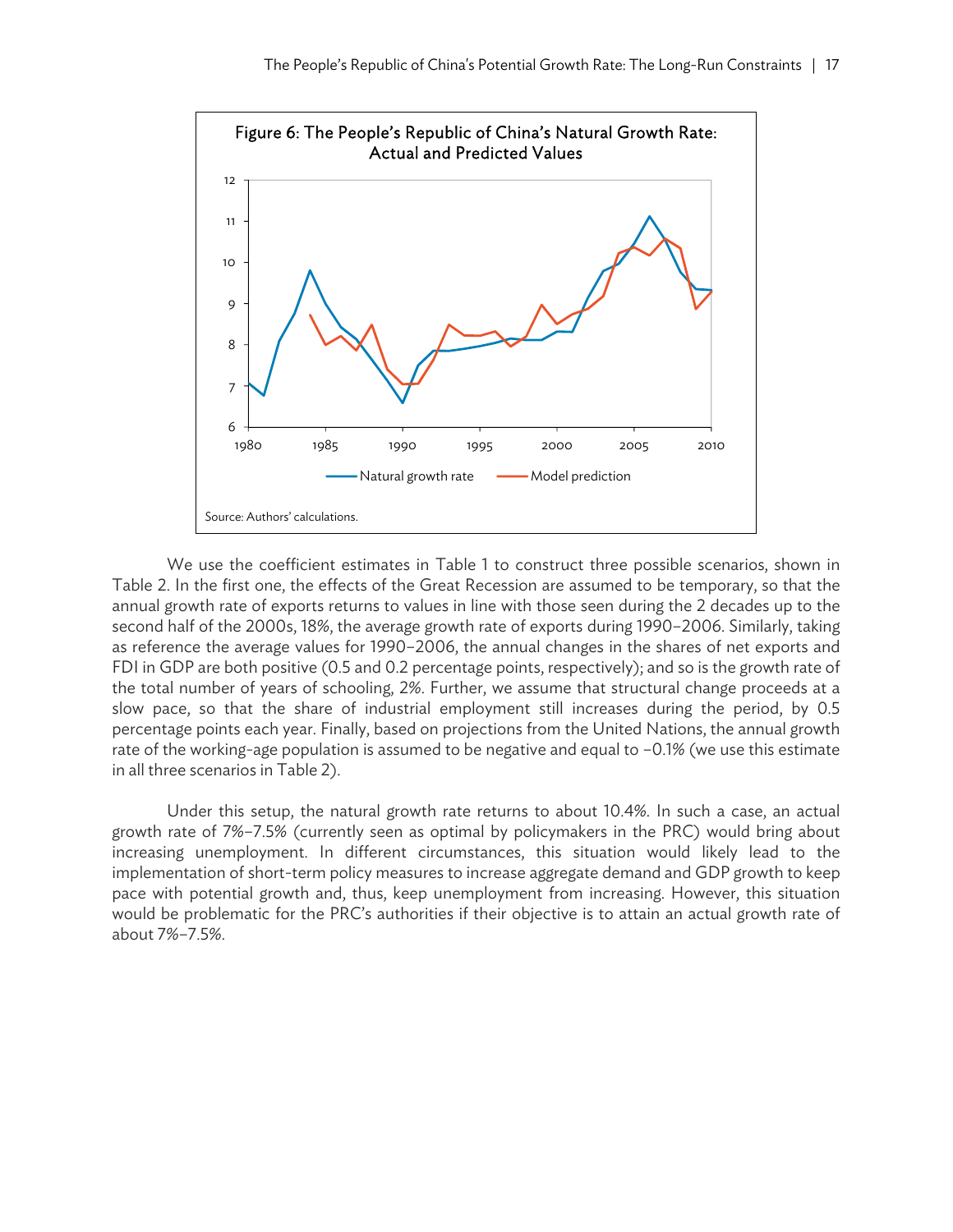Figure 6: The People's Republic of China's Natural Growth Rate: Actual and Predicted Values

Source: Authors' calculations.

We use the coefficient estimates in Table 1 to construct three possible scenarios, shown in Table 2. In the first one, the effects of the Great Recession are assumed to be temporary, so that the annual growth rate of exports returns to values in line with those seen during the 2 decades up to the second half of the 2000s, 18%, the average growth rate of exports during 1990–2006. Similarly, taking as reference the average values for 1990–2006, the annual changes in the shares of net exports and FDI in GDP are both positive (0.5 and 0.2 percentage points, respectively); and so is the growth rate of the total number of years of schooling, 2%. Further, we assume that structural change proceeds at a slow pace, so that the share of industrial employment still increases during the period, by 0.5 percentage points each year. Finally, based on projections from the United Nations, the annual growth rate of the working-age population is assumed to be negative and equal to –0.1% (we use this estimate in all three scenarios in Table 2).

Under this setup, the natural growth rate returns to about 10.4%. In such a case, an actual growth rate of 7%–7.5% (currently seen as optimal by policymakers in the PRC) would bring about increasing unemployment. In different circumstances, this situation would likely lead to the implementation of short-term policy measures to increase aggregate demand and GDP growth to keep pace with potential growth and, thus, keep unemployment from increasing. However, this situation would be problematic for the PRC's authorities if their objective is to attain an actual growth rate of about 7%–7.5%.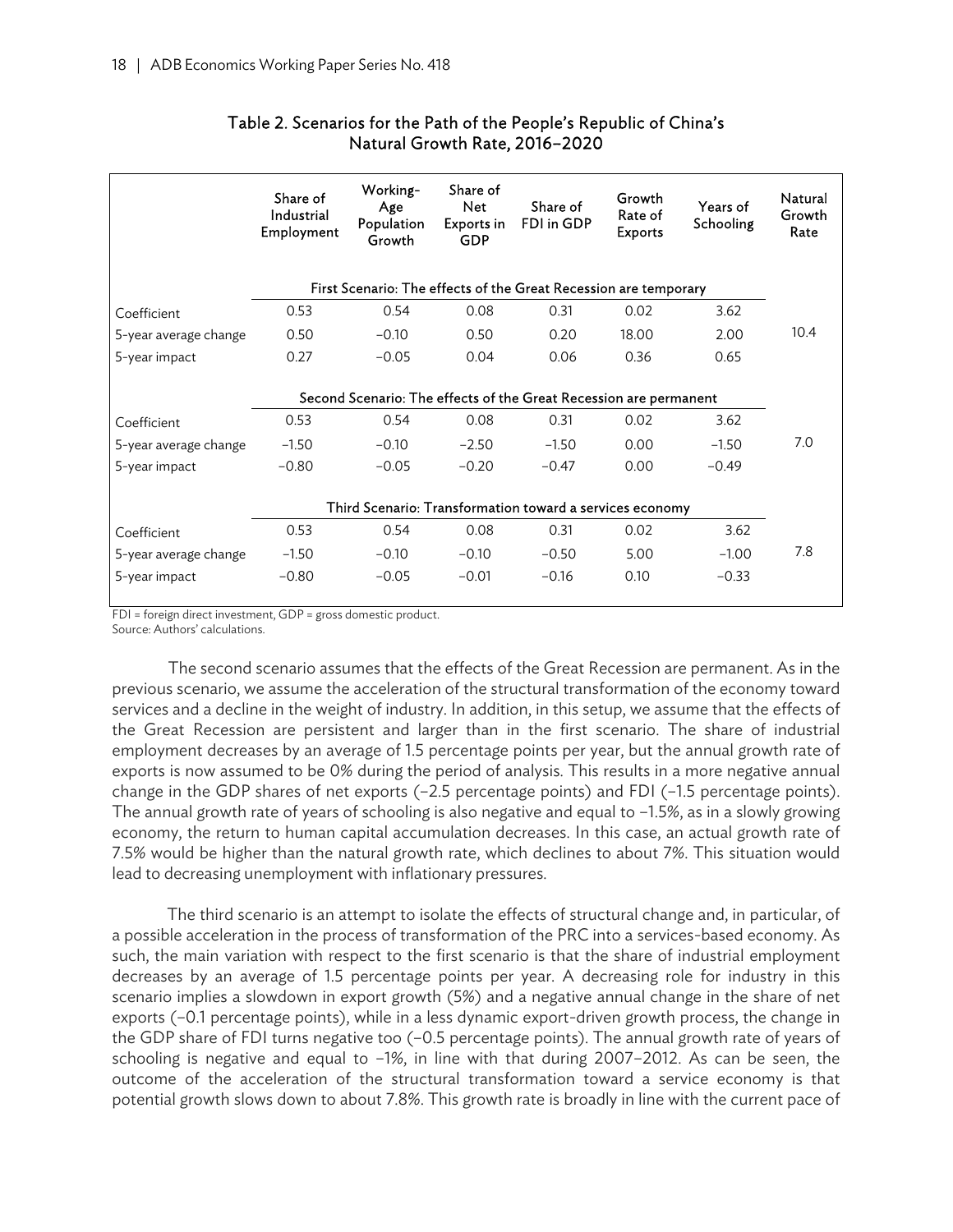Table 2. Scenarios for the Path of the People's Republic of China's Natural Growth Rate, 2016–2020

| | Share of Industrial Employment | Working-Age Population Growth | Share of Net Exports in GDP | Share of FDI in GDP | Growth Rate of Exports | Years of Schooling | Natural Growth Rate |
|---|---|---|---|---|---|---|---|
| | First Scenario: The effects of the Great Recession are temporary | | | | | | |
| Coefficient | 0.53 | 0.54 | 0.08 | 0.31 | 0.02 | 3.62 | |
| 5-year average change | 0.50 | −0.10 | 0.50 | 0.20 | 18.00 | 2.00 | 10.4 |
| 5-year impact | 0.27 | −0.05 | 0.04 | 0.06 | 0.36 | 0.65 | |
| | Second Scenario: The effects of the Great Recession are permanent | | | | | | |
| Coefficient | 0.53 | 0.54 | 0.08 | 0.31 | 0.02 | 3.62 | |
| 5-year average change | −1.50 | −0.10 | −2.50 | −1.50 | 0.00 | −1.50 | 7.0 |
| 5-year impact | −0.80 | −0.05 | −0.20 | −0.47 | 0.00 | −0.49 | |
| | Third Scenario: Transformation toward a services economy | | | | | | |
| Coefficient | 0.53 | 0.54 | 0.08 | 0.31 | 0.02 | 3.62 | |
| 5-year average change | −1.50 | −0.10 | −0.10 | −0.50 | 5.00 | −1.00 | 7.8 |
| 5-year impact | −0.80 | −0.05 | −0.01 | −0.16 | 0.10 | −0.33 | |

FDI = foreign direct investment, GDP = gross domestic product.
Source: Authors' calculations.

The second scenario assumes that the effects of the Great Recession are permanent. As in the previous scenario, we assume the acceleration of the structural transformation of the economy toward services and a decline in the weight of industry. In addition, in this setup, we assume that the effects of the Great Recession are persistent and larger than in the first scenario. The share of industrial employment decreases by an average of 1.5 percentage points per year, but the annual growth rate of exports is now assumed to be 0% during the period of analysis. This results in a more negative annual change in the GDP shares of net exports (−2.5 percentage points) and FDI (−1.5 percentage points). The annual growth rate of years of schooling is also negative and equal to −1.5%, as in a slowly growing economy, the return to human capital accumulation decreases. In this case, an actual growth rate of 7.5% would be higher than the natural growth rate, which declines to about 7%. This situation would lead to decreasing unemployment with inflationary pressures.

The third scenario is an attempt to isolate the effects of structural change and, in particular, of a possible acceleration in the process of transformation of the PRC into a services-based economy. As such, the main variation with respect to the first scenario is that the share of industrial employment decreases by an average of 1.5 percentage points per year. A decreasing role for industry in this scenario implies a slowdown in export growth (5%) and a negative annual change in the share of net exports (−0.1 percentage points), while in a less dynamic export-driven growth process, the change in the GDP share of FDI turns negative too (−0.5 percentage points). The annual growth rate of years of schooling is negative and equal to −1%, in line with that during 2007–2012. As can be seen, the outcome of the acceleration of the structural transformation toward a service economy is that potential growth slows down to about 7.8%. This growth rate is broadly in line with the current pace of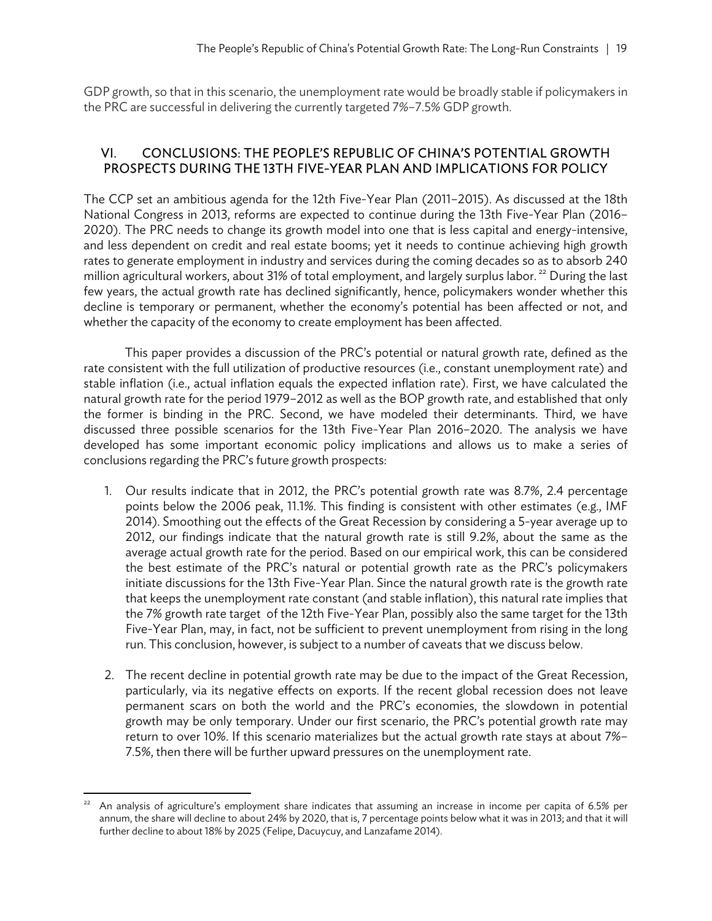GDP growth, so that in this scenario, the unemployment rate would be broadly stable if policymakers in the PRC are successful in delivering the currently targeted 7%–7.5% GDP growth.

## VI. CONCLUSIONS: THE PEOPLE'S REPUBLIC OF CHINA'S POTENTIAL GROWTH PROSPECTS DURING THE 13TH FIVE-YEAR PLAN AND IMPLICATIONS FOR POLICY

The CCP set an ambitious agenda for the 12th Five-Year Plan (2011–2015). As discussed at the 18th National Congress in 2013, reforms are expected to continue during the 13th Five-Year Plan (2016–2020). The PRC needs to change its growth model into one that is less capital and energy-intensive, and less dependent on credit and real estate booms; yet it needs to continue achieving high growth rates to generate employment in industry and services during the coming decades so as to absorb 240 million agricultural workers, about 31% of total employment, and largely surplus labor.[22] During the last few years, the actual growth rate has declined significantly, hence, policymakers wonder whether this decline is temporary or permanent, whether the economy's potential has been affected or not, and whether the capacity of the economy to create employment has been affected.

This paper provides a discussion of the PRC's potential or natural growth rate, defined as the rate consistent with the full utilization of productive resources (i.e., constant unemployment rate) and stable inflation (i.e., actual inflation equals the expected inflation rate). First, we have calculated the natural growth rate for the period 1979–2012 as well as the BOP growth rate, and established that only the former is binding in the PRC. Second, we have modeled their determinants. Third, we have discussed three possible scenarios for the 13th Five-Year Plan 2016–2020. The analysis we have developed has some important economic policy implications and allows us to make a series of conclusions regarding the PRC's future growth prospects:

1. Our results indicate that in 2012, the PRC's potential growth rate was 8.7%, 2.4 percentage points below the 2006 peak, 11.1%. This finding is consistent with other estimates (e.g., IMF 2014). Smoothing out the effects of the Great Recession by considering a 5-year average up to 2012, our findings indicate that the natural growth rate is still 9.2%, about the same as the average actual growth rate for the period. Based on our empirical work, this can be considered the best estimate of the PRC's natural or potential growth rate as the PRC's policymakers initiate discussions for the 13th Five-Year Plan. Since the natural growth rate is the growth rate that keeps the unemployment rate constant (and stable inflation), this natural rate implies that the 7% growth rate target of the 12th Five-Year Plan, possibly also the same target for the 13th Five-Year Plan, may, in fact, not be sufficient to prevent unemployment from rising in the long run. This conclusion, however, is subject to a number of caveats that we discuss below.

2. The recent decline in potential growth rate may be due to the impact of the Great Recession, particularly, via its negative effects on exports. If the recent global recession does not leave permanent scars on both the world and the PRC's economies, the slowdown in potential growth may be only temporary. Under our first scenario, the PRC's potential growth rate may return to over 10%. If this scenario materializes but the actual growth rate stays at about 7%–7.5%, then there will be further upward pressures on the unemployment rate.

[22] An analysis of agriculture's employment share indicates that assuming an increase in income per capita of 6.5% per annum, the share will decline to about 24% by 2020, that is, 7 percentage points below what it was in 2013; and that it will further decline to about 18% by 2025 (Felipe, Dacuycuy, and Lanzafame 2014).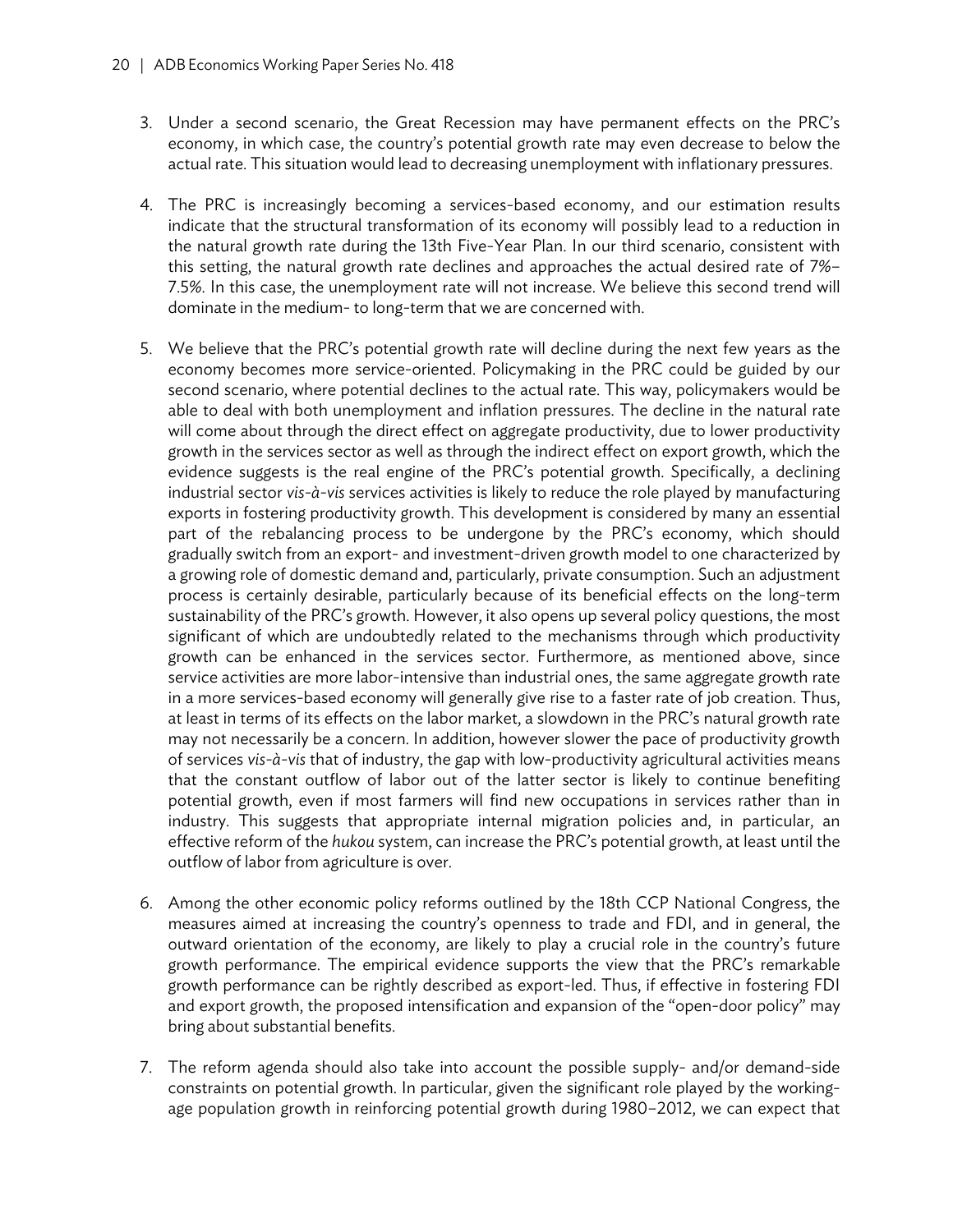3. Under a second scenario, the Great Recession may have permanent effects on the PRC's economy, in which case, the country's potential growth rate may even decrease to below the actual rate. This situation would lead to decreasing unemployment with inflationary pressures.

4. The PRC is increasingly becoming a services-based economy, and our estimation results indicate that the structural transformation of its economy will possibly lead to a reduction in the natural growth rate during the 13th Five-Year Plan. In our third scenario, consistent with this setting, the natural growth rate declines and approaches the actual desired rate of 7%–7.5%. In this case, the unemployment rate will not increase. We believe this second trend will dominate in the medium- to long-term that we are concerned with.

5. We believe that the PRC's potential growth rate will decline during the next few years as the economy becomes more service-oriented. Policymaking in the PRC could be guided by our second scenario, where potential declines to the actual rate. This way, policymakers would be able to deal with both unemployment and inflation pressures. The decline in the natural rate will come about through the direct effect on aggregate productivity, due to lower productivity growth in the services sector as well as through the indirect effect on export growth, which the evidence suggests is the real engine of the PRC's potential growth. Specifically, a declining industrial sector *vis-à-vis* services activities is likely to reduce the role played by manufacturing exports in fostering productivity growth. This development is considered by many an essential part of the rebalancing process to be undergone by the PRC's economy, which should gradually switch from an export- and investment-driven growth model to one characterized by a growing role of domestic demand and, particularly, private consumption. Such an adjustment process is certainly desirable, particularly because of its beneficial effects on the long-term sustainability of the PRC's growth. However, it also opens up several policy questions, the most significant of which are undoubtedly related to the mechanisms through which productivity growth can be enhanced in the services sector. Furthermore, as mentioned above, since service activities are more labor-intensive than industrial ones, the same aggregate growth rate in a more services-based economy will generally give rise to a faster rate of job creation. Thus, at least in terms of its effects on the labor market, a slowdown in the PRC's natural growth rate may not necessarily be a concern. In addition, however slower the pace of productivity growth of services *vis-à-vis* that of industry, the gap with low-productivity agricultural activities means that the constant outflow of labor out of the latter sector is likely to continue benefiting potential growth, even if most farmers will find new occupations in services rather than in industry. This suggests that appropriate internal migration policies and, in particular, an effective reform of the *hukou* system, can increase the PRC's potential growth, at least until the outflow of labor from agriculture is over.

6. Among the other economic policy reforms outlined by the 18th CCP National Congress, the measures aimed at increasing the country's openness to trade and FDI, and in general, the outward orientation of the economy, are likely to play a crucial role in the country's future growth performance. The empirical evidence supports the view that the PRC's remarkable growth performance can be rightly described as export-led. Thus, if effective in fostering FDI and export growth, the proposed intensification and expansion of the "open-door policy" may bring about substantial benefits.

7. The reform agenda should also take into account the possible supply- and/or demand-side constraints on potential growth. In particular, given the significant role played by the working-age population growth in reinforcing potential growth during 1980–2012, we can expect that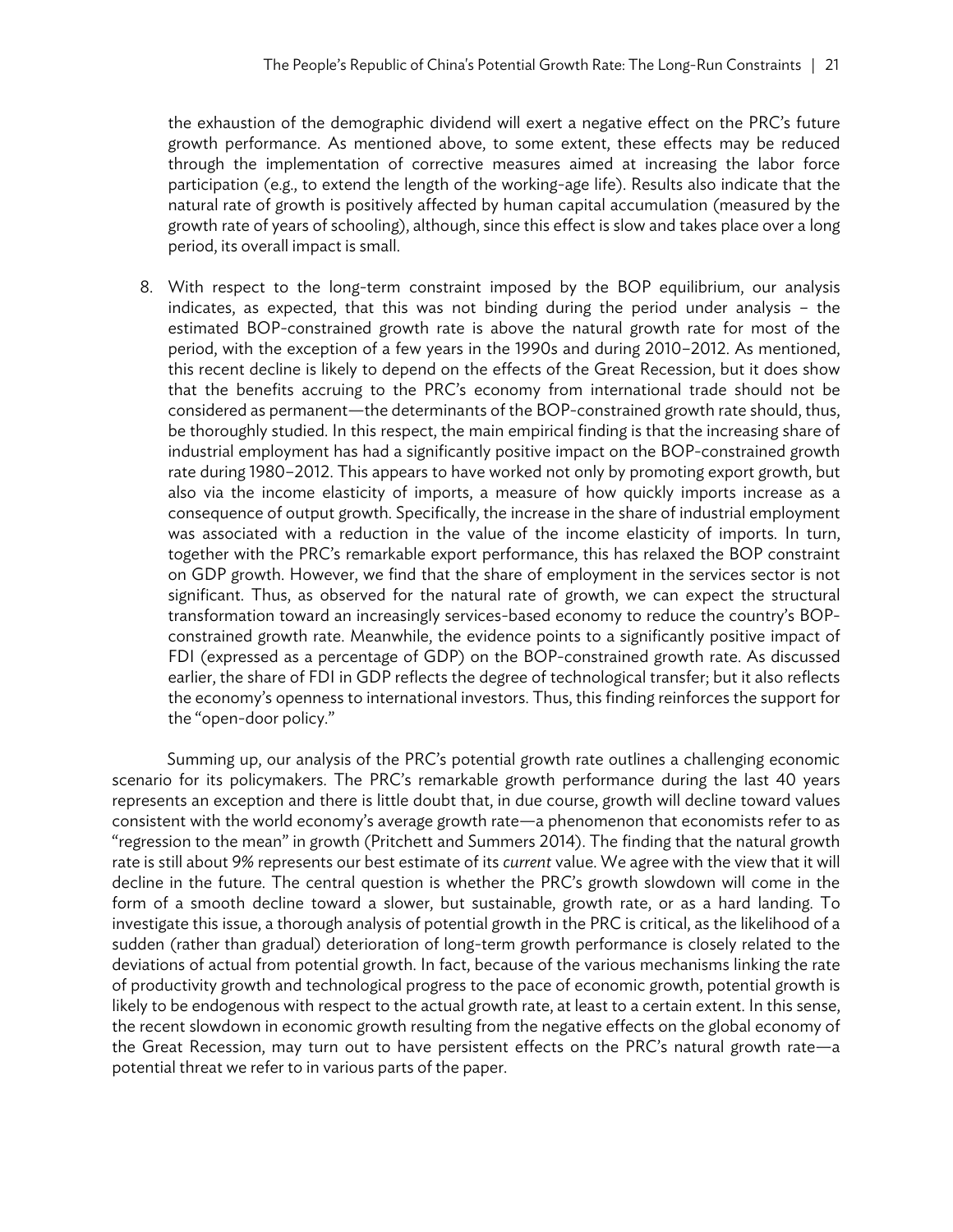the exhaustion of the demographic dividend will exert a negative effect on the PRC's future growth performance. As mentioned above, to some extent, these effects may be reduced through the implementation of corrective measures aimed at increasing the labor force participation (e.g., to extend the length of the working-age life). Results also indicate that the natural rate of growth is positively affected by human capital accumulation (measured by the growth rate of years of schooling), although, since this effect is slow and takes place over a long period, its overall impact is small.

8. With respect to the long-term constraint imposed by the BOP equilibrium, our analysis indicates, as expected, that this was not binding during the period under analysis – the estimated BOP-constrained growth rate is above the natural growth rate for most of the period, with the exception of a few years in the 1990s and during 2010–2012. As mentioned, this recent decline is likely to depend on the effects of the Great Recession, but it does show that the benefits accruing to the PRC's economy from international trade should not be considered as permanent—the determinants of the BOP-constrained growth rate should, thus, be thoroughly studied. In this respect, the main empirical finding is that the increasing share of industrial employment has had a significantly positive impact on the BOP-constrained growth rate during 1980–2012. This appears to have worked not only by promoting export growth, but also via the income elasticity of imports, a measure of how quickly imports increase as a consequence of output growth. Specifically, the increase in the share of industrial employment was associated with a reduction in the value of the income elasticity of imports. In turn, together with the PRC's remarkable export performance, this has relaxed the BOP constraint on GDP growth. However, we find that the share of employment in the services sector is not significant. Thus, as observed for the natural rate of growth, we can expect the structural transformation toward an increasingly services-based economy to reduce the country's BOP-constrained growth rate. Meanwhile, the evidence points to a significantly positive impact of FDI (expressed as a percentage of GDP) on the BOP-constrained growth rate. As discussed earlier, the share of FDI in GDP reflects the degree of technological transfer; but it also reflects the economy's openness to international investors. Thus, this finding reinforces the support for the "open-door policy."

Summing up, our analysis of the PRC's potential growth rate outlines a challenging economic scenario for its policymakers. The PRC's remarkable growth performance during the last 40 years represents an exception and there is little doubt that, in due course, growth will decline toward values consistent with the world economy's average growth rate—a phenomenon that economists refer to as "regression to the mean" in growth (Pritchett and Summers 2014). The finding that the natural growth rate is still about 9% represents our best estimate of its *current* value. We agree with the view that it will decline in the future. The central question is whether the PRC's growth slowdown will come in the form of a smooth decline toward a slower, but sustainable, growth rate, or as a hard landing. To investigate this issue, a thorough analysis of potential growth in the PRC is critical, as the likelihood of a sudden (rather than gradual) deterioration of long-term growth performance is closely related to the deviations of actual from potential growth. In fact, because of the various mechanisms linking the rate of productivity growth and technological progress to the pace of economic growth, potential growth is likely to be endogenous with respect to the actual growth rate, at least to a certain extent. In this sense, the recent slowdown in economic growth resulting from the negative effects on the global economy of the Great Recession, may turn out to have persistent effects on the PRC's natural growth rate—a potential threat we refer to in various parts of the paper.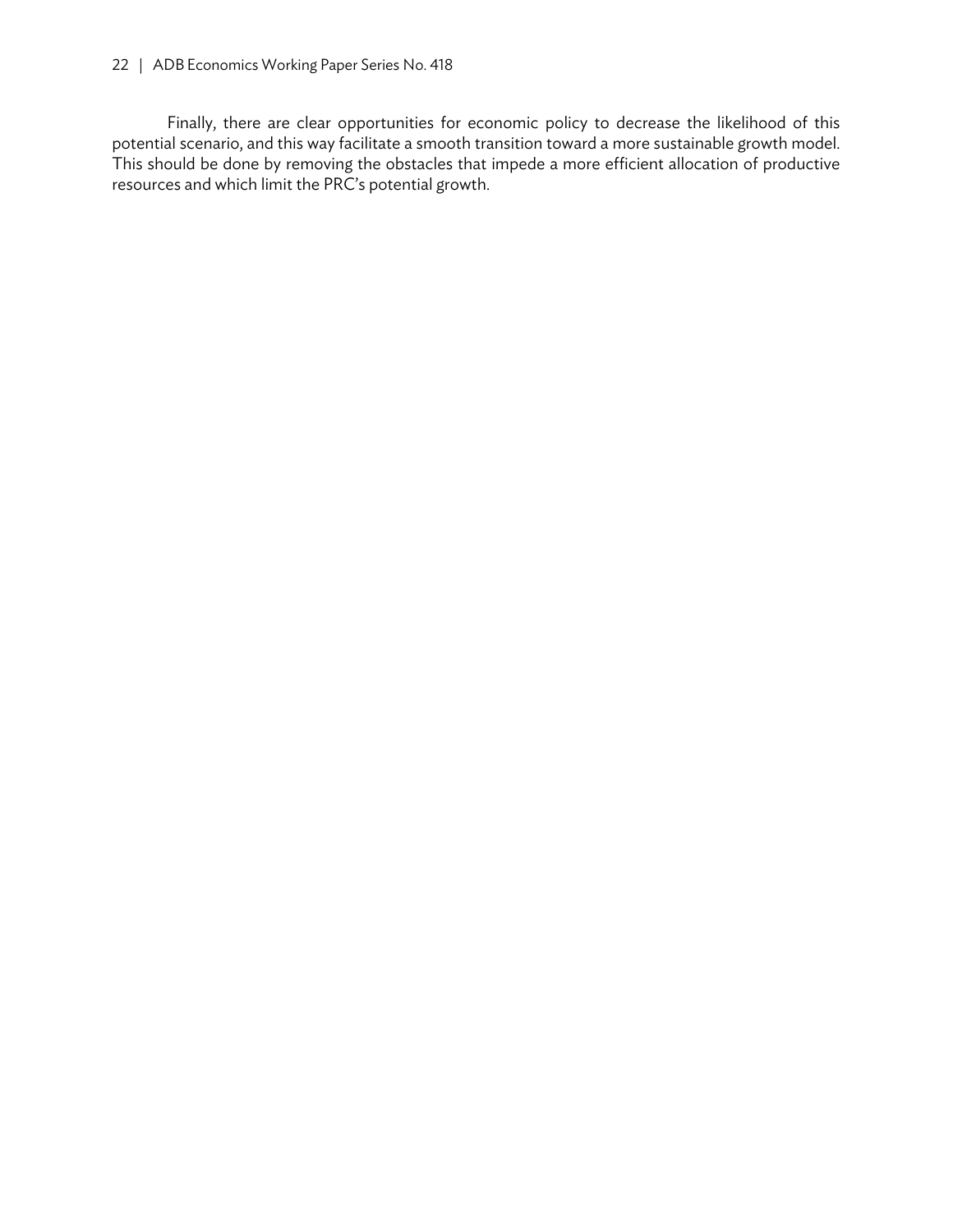Finally, there are clear opportunities for economic policy to decrease the likelihood of this potential scenario, and this way facilitate a smooth transition toward a more sustainable growth model. This should be done by removing the obstacles that impede a more efficient allocation of productive resources and which limit the PRC's potential growth.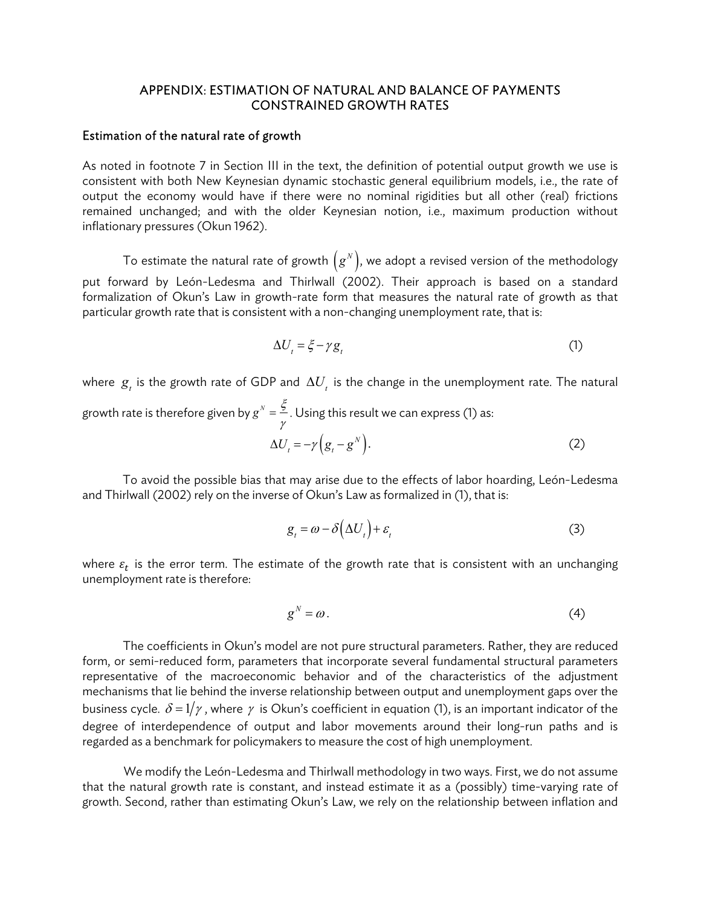# APPENDIX: ESTIMATION OF NATURAL AND BALANCE OF PAYMENTS CONSTRAINED GROWTH RATES

## Estimation of the natural rate of growth

As noted in footnote 7 in Section III in the text, the definition of potential output growth we use is consistent with both New Keynesian dynamic stochastic general equilibrium models, i.e., the rate of output the economy would have if there were no nominal rigidities but all other (real) frictions remained unchanged; and with the older Keynesian notion, i.e., maximum production without inflationary pressures (Okun 1962).

To estimate the natural rate of growth $\left(g^N\right)$, we adopt a revised version of the methodology put forward by León-Ledesma and Thirlwall (2002). Their approach is based on a standard formalization of Okun's Law in growth-rate form that measures the natural rate of growth as that particular growth rate that is consistent with a non-changing unemployment rate, that is:

$$\Delta U_t = \xi - \gamma g_t \tag{1}$$

where $g_t$ is the growth rate of GDP and $\Delta U_t$ is the change in the unemployment rate. The natural growth rate is therefore given by $g^N = \frac{\xi}{\gamma}$. Using this result we can express (1) as:

$$\Delta U_t = -\gamma\left(g_t - g^N\right). \tag{2}$$

To avoid the possible bias that may arise due to the effects of labor hoarding, León-Ledesma and Thirlwall (2002) rely on the inverse of Okun's Law as formalized in (1), that is:

$$g_t = \omega - \delta\left(\Delta U_t\right) + \varepsilon_t \tag{3}$$

where $\varepsilon_t$ is the error term. The estimate of the growth rate that is consistent with an unchanging unemployment rate is therefore:

$$g^N = \omega. \tag{4}$$

The coefficients in Okun's model are not pure structural parameters. Rather, they are reduced form, or semi-reduced form, parameters that incorporate several fundamental structural parameters representative of the macroeconomic behavior and of the characteristics of the adjustment mechanisms that lie behind the inverse relationship between output and unemployment gaps over the business cycle. $\delta = 1/\gamma$, where $\gamma$ is Okun's coefficient in equation (1), is an important indicator of the degree of interdependence of output and labor movements around their long-run paths and is regarded as a benchmark for policymakers to measure the cost of high unemployment.

We modify the León-Ledesma and Thirlwall methodology in two ways. First, we do not assume that the natural growth rate is constant, and instead estimate it as a (possibly) time-varying rate of growth. Second, rather than estimating Okun's Law, we rely on the relationship between inflation and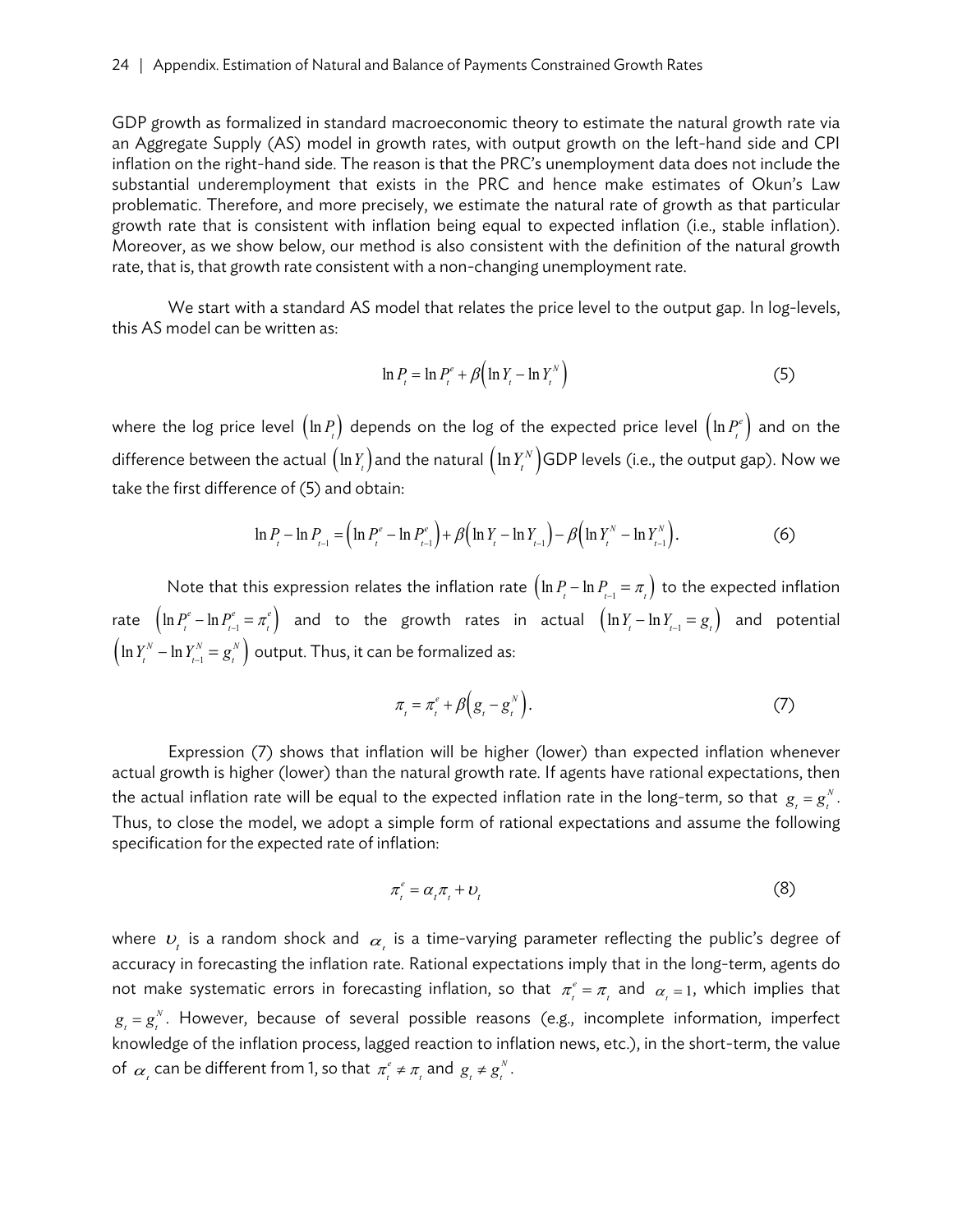GDP growth as formalized in standard macroeconomic theory to estimate the natural growth rate via an Aggregate Supply (AS) model in growth rates, with output growth on the left-hand side and CPI inflation on the right-hand side. The reason is that the PRC's unemployment data does not include the substantial underemployment that exists in the PRC and hence make estimates of Okun's Law problematic. Therefore, and more precisely, we estimate the natural rate of growth as that particular growth rate that is consistent with inflation being equal to expected inflation (i.e., stable inflation). Moreover, as we show below, our method is also consistent with the definition of the natural growth rate, that is, that growth rate consistent with a non-changing unemployment rate.

We start with a standard AS model that relates the price level to the output gap. In log-levels, this AS model can be written as:

$$\ln P_t = \ln P_t^e + \beta\left(\ln Y_t - \ln Y_t^N\right) \tag{5}$$

where the log price level $\left(\ln P_t\right)$ depends on the log of the expected price level $\left(\ln P_t^e\right)$ and on the difference between the actual $\left(\ln Y_t\right)$ and the natural $\left(\ln Y_t^N\right)$ GDP levels (i.e., the output gap). Now we take the first difference of (5) and obtain:

$$\ln P_t - \ln P_{t-1} = \left(\ln P_t^e - \ln P_{t-1}^e\right) + \beta\left(\ln Y_t - \ln Y_{t-1}\right) - \beta\left(\ln Y_t^N - \ln Y_{t-1}^N\right). \tag{6}$$

Note that this expression relates the inflation rate $\left(\ln P_t - \ln P_{t-1} = \pi_t\right)$ to the expected inflation rate $\left(\ln P_t^e - \ln P_{t-1}^e = \pi_t^e\right)$ and to the growth rates in actual $\left(\ln Y_t - \ln Y_{t-1} = g_t\right)$ and potential $\left(\ln Y_t^N - \ln Y_{t-1}^N = g_t^N\right)$ output. Thus, it can be formalized as:

$$\pi_t = \pi_t^e + \beta\left(g_t - g_t^N\right). \tag{7}$$

Expression (7) shows that inflation will be higher (lower) than expected inflation whenever actual growth is higher (lower) than the natural growth rate. If agents have rational expectations, then the actual inflation rate will be equal to the expected inflation rate in the long-term, so that $g_t = g_t^N$. Thus, to close the model, we adopt a simple form of rational expectations and assume the following specification for the expected rate of inflation:

$$\pi_t^e = \alpha_t \pi_t + \upsilon_t \tag{8}$$

where $\upsilon_t$ is a random shock and $\alpha_t$ is a time-varying parameter reflecting the public's degree of accuracy in forecasting the inflation rate. Rational expectations imply that in the long-term, agents do not make systematic errors in forecasting inflation, so that $\pi_t^e = \pi_t$ and $\alpha_t = 1$, which implies that $g_t = g_t^N$. However, because of several possible reasons (e.g., incomplete information, imperfect knowledge of the inflation process, lagged reaction to inflation news, etc.), in the short-term, the value of $\alpha_t$ can be different from 1, so that $\pi_t^e \neq \pi_t$ and $g_t \neq g_t^N$.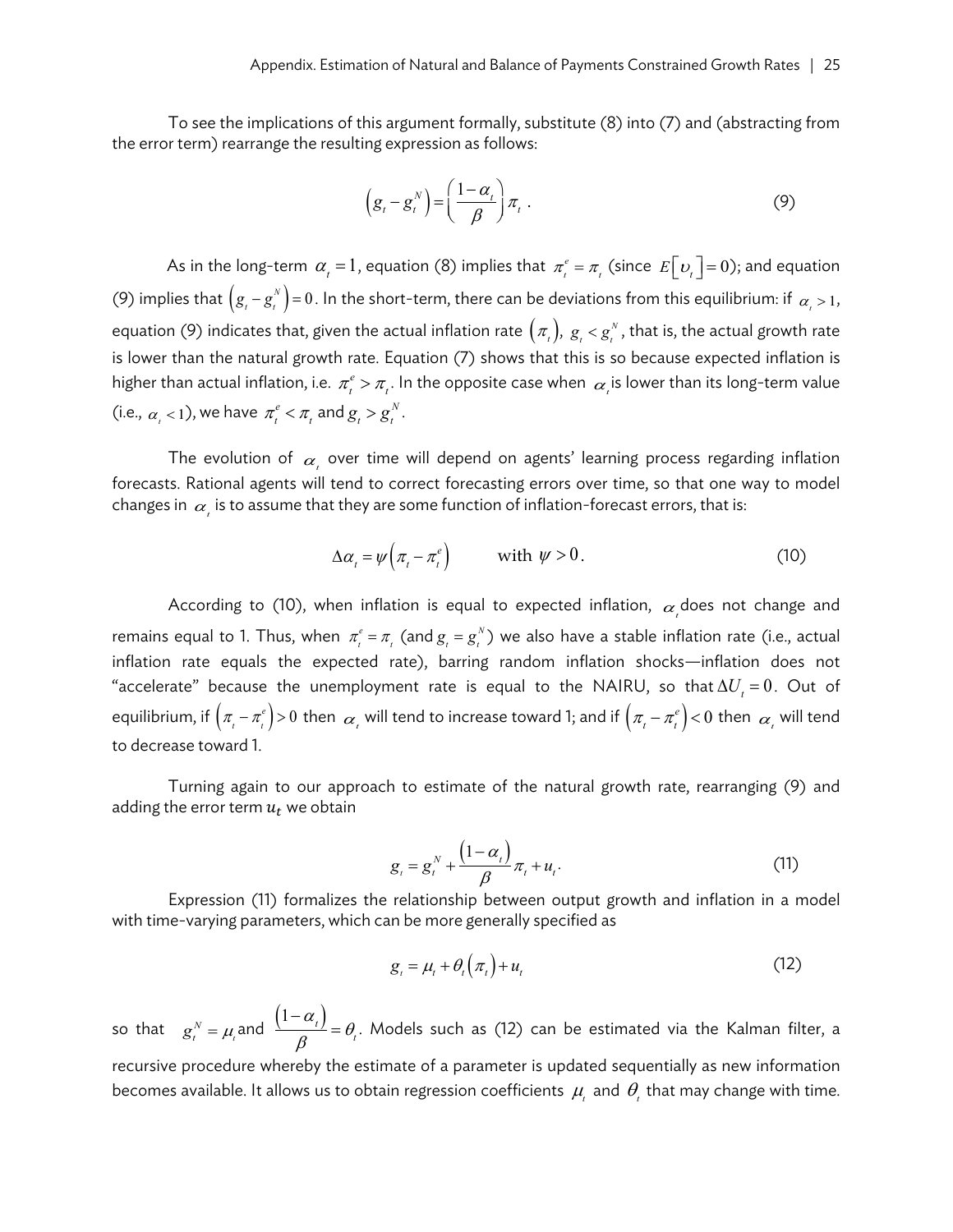To see the implications of this argument formally, substitute (8) into (7) and (abstracting from the error term) rearrange the resulting expression as follows:

$$\left(g_t - g_t^N\right) = \left(\frac{1-\alpha_t}{\beta}\right)\pi_t \ . \tag{9}$$

As in the long-term $\alpha_t = 1$, equation (8) implies that $\pi_t^e = \pi_t$ (since $E\left[\upsilon_t\right] = 0$); and equation (9) implies that $\left(g_t - g_t^N\right) = 0$. In the short-term, there can be deviations from this equilibrium: if $\alpha_t > 1$, equation (9) indicates that, given the actual inflation rate $\left(\pi_t\right)$, $g_t < g_t^N$, that is, the actual growth rate is lower than the natural growth rate. Equation (7) shows that this is so because expected inflation is higher than actual inflation, i.e. $\pi_t^e > \pi_t$. In the opposite case when $\alpha_t$ is lower than its long-term value (i.e., $\alpha_t < 1$), we have $\pi_t^e < \pi_t$ and $g_t > g_t^N$.

The evolution of $\alpha_t$ over time will depend on agents' learning process regarding inflation forecasts. Rational agents will tend to correct forecasting errors over time, so that one way to model changes in $\alpha_t$ is to assume that they are some function of inflation-forecast errors, that is:

$$\Delta\alpha_t = \psi\left(\pi_t - \pi_t^e\right) \qquad \text{with } \psi > 0. \tag{10}$$

According to (10), when inflation is equal to expected inflation, $\alpha_t$ does not change and remains equal to 1. Thus, when $\pi_t^e = \pi_t$ (and $g_t = g_t^N$) we also have a stable inflation rate (i.e., actual inflation rate equals the expected rate), barring random inflation shocks—inflation does not "accelerate" because the unemployment rate is equal to the NAIRU, so that $\Delta U_t = 0$. Out of equilibrium, if $\left(\pi_t - \pi_t^e\right) > 0$ then $\alpha_t$ will tend to increase toward 1; and if $\left(\pi_t - \pi_t^e\right) < 0$ then $\alpha_t$ will tend to decrease toward 1.

Turning again to our approach to estimate of the natural growth rate, rearranging (9) and adding the error term $u_t$ we obtain

$$g_t = g_t^N + \frac{\left(1-\alpha_t\right)}{\beta}\pi_t + u_t. \tag{11}$$

Expression (11) formalizes the relationship between output growth and inflation in a model with time-varying parameters, which can be more generally specified as

$$g_t = \mu_t + \theta_t\left(\pi_t\right) + u_t \tag{12}$$

so that $g_t^N = \mu_t$ and $\frac{\left(1-\alpha_t\right)}{\beta} = \theta_t$. Models such as (12) can be estimated via the Kalman filter, a recursive procedure whereby the estimate of a parameter is updated sequentially as new information becomes available. It allows us to obtain regression coefficients $\mu_t$ and $\theta_t$ that may change with time.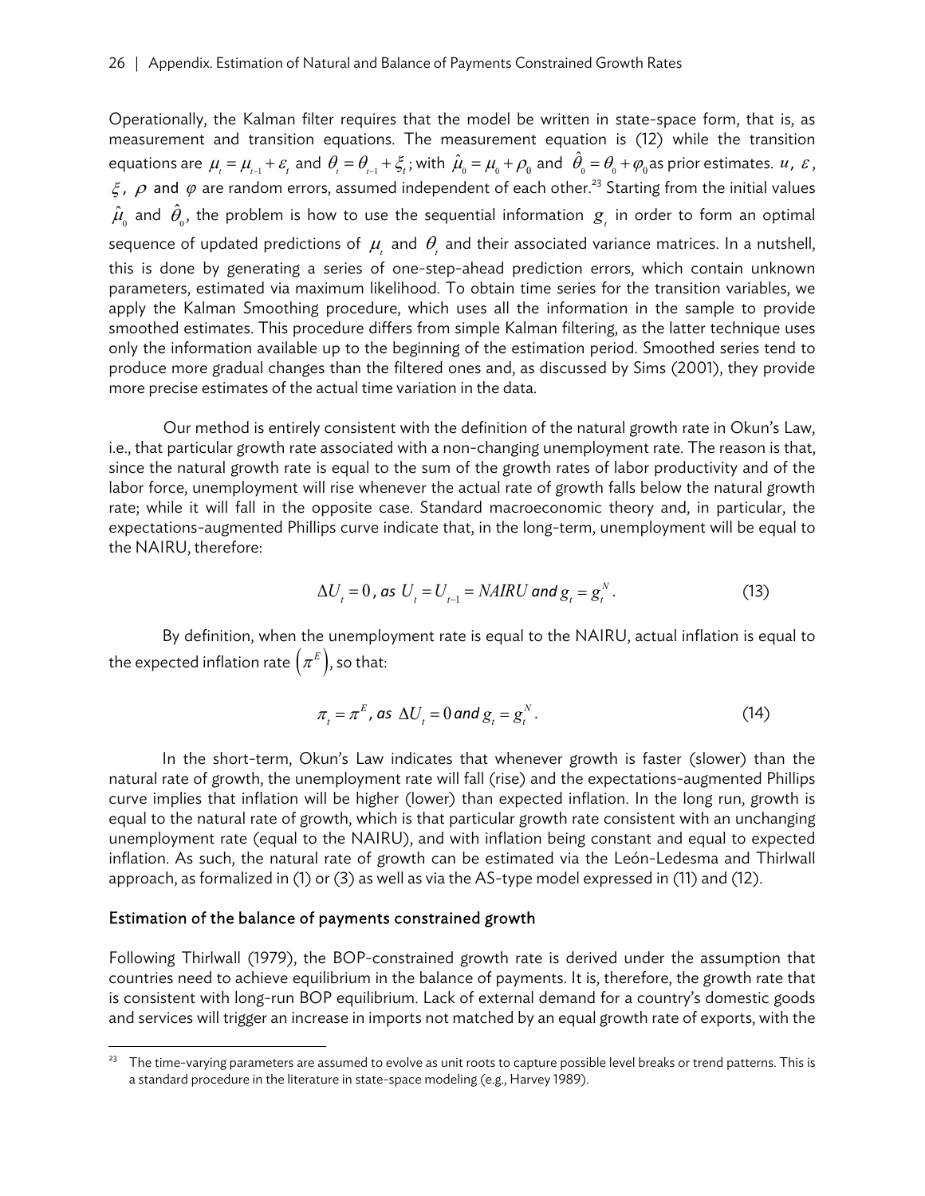Operationally, the Kalman filter requires that the model be written in state-space form, that is, as measurement and transition equations. The measurement equation is (12) while the transition equations are $\mu_t = \mu_{t-1} + \varepsilon_t$ and $\theta_t = \theta_{t-1} + \xi_t$; with $\hat{\mu}_0 = \mu_0 + \rho_0$ and $\hat{\theta}_0 = \theta_0 + \varphi_0$ as prior estimates. $u$, $\varepsilon$, $\xi$, $\rho$ and $\varphi$ are random errors, assumed independent of each other.[23] Starting from the initial values $\hat{\mu}_0$ and $\hat{\theta}_0$, the problem is how to use the sequential information $g_t$ in order to form an optimal sequence of updated predictions of $\mu_t$ and $\theta_t$ and their associated variance matrices. In a nutshell, this is done by generating a series of one-step-ahead prediction errors, which contain unknown parameters, estimated via maximum likelihood. To obtain time series for the transition variables, we apply the Kalman Smoothing procedure, which uses all the information in the sample to provide smoothed estimates. This procedure differs from simple Kalman filtering, as the latter technique uses only the information available up to the beginning of the estimation period. Smoothed series tend to produce more gradual changes than the filtered ones and, as discussed by Sims (2001), they provide more precise estimates of the actual time variation in the data.

Our method is entirely consistent with the definition of the natural growth rate in Okun's Law, i.e., that particular growth rate associated with a non-changing unemployment rate. The reason is that, since the natural growth rate is equal to the sum of the growth rates of labor productivity and of the labor force, unemployment will rise whenever the actual rate of growth falls below the natural growth rate; while it will fall in the opposite case. Standard macroeconomic theory and, in particular, the expectations-augmented Phillips curve indicate that, in the long-term, unemployment will be equal to the NAIRU, therefore:

$$\Delta U_t = 0 \text{, as } U_t = U_{t-1} = NAIRU \text{ and } g_t = g_t^N. \tag{13}$$

By definition, when the unemployment rate is equal to the NAIRU, actual inflation is equal to the expected inflation rate $\left(\pi^E\right)$, so that:

$$\pi_t = \pi^E \text{, as } \Delta U_t = 0 \text{ and } g_t = g_t^N. \tag{14}$$

In the short-term, Okun's Law indicates that whenever growth is faster (slower) than the natural rate of growth, the unemployment rate will fall (rise) and the expectations-augmented Phillips curve implies that inflation will be higher (lower) than expected inflation. In the long run, growth is equal to the natural rate of growth, which is that particular growth rate consistent with an unchanging unemployment rate (equal to the NAIRU), and with inflation being constant and equal to expected inflation. As such, the natural rate of growth can be estimated via the León-Ledesma and Thirlwall approach, as formalized in (1) or (3) as well as via the AS-type model expressed in (11) and (12).

### Estimation of the balance of payments constrained growth

Following Thirlwall (1979), the BOP-constrained growth rate is derived under the assumption that countries need to achieve equilibrium in the balance of payments. It is, therefore, the growth rate that is consistent with long-run BOP equilibrium. Lack of external demand for a country's domestic goods and services will trigger an increase in imports not matched by an equal growth rate of exports, with the

[23] The time-varying parameters are assumed to evolve as unit roots to capture possible level breaks or trend patterns. This is a standard procedure in the literature in state-space modeling (e.g., Harvey 1989).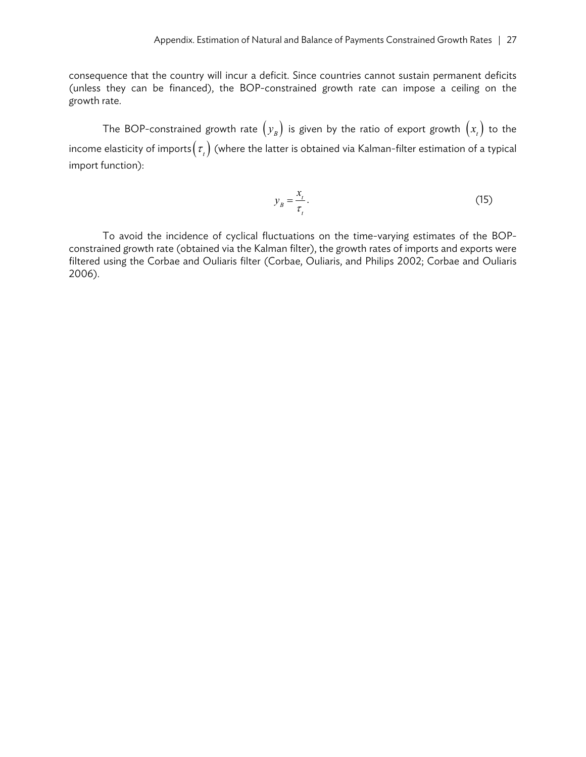consequence that the country will incur a deficit. Since countries cannot sustain permanent deficits (unless they can be financed), the BOP-constrained growth rate can impose a ceiling on the growth rate.

The BOP-constrained growth rate $(y_B)$ is given by the ratio of export growth $(x_t)$ to the income elasticity of imports $(\tau_t)$ (where the latter is obtained via Kalman-filter estimation of a typical import function):

$$y_B = \frac{x_t}{\tau_t}. \tag{15}$$

To avoid the incidence of cyclical fluctuations on the time-varying estimates of the BOP-constrained growth rate (obtained via the Kalman filter), the growth rates of imports and exports were filtered using the Corbae and Ouliaris filter (Corbae, Ouliaris, and Philips 2002; Corbae and Ouliaris 2006).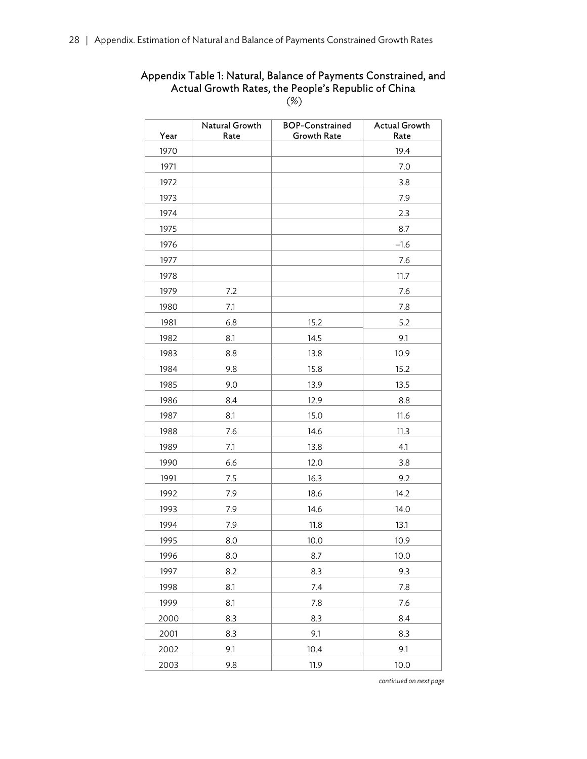Appendix Table 1: Natural, Balance of Payments Constrained, and Actual Growth Rates, the People's Republic of China

(%)

| Year | Natural Growth Rate | BOP-Constrained Growth Rate | Actual Growth Rate |
|---|---|---|---|
| 1970 | | | 19.4 |
| 1971 | | | 7.0 |
| 1972 | | | 3.8 |
| 1973 | | | 7.9 |
| 1974 | | | 2.3 |
| 1975 | | | 8.7 |
| 1976 | | | –1.6 |
| 1977 | | | 7.6 |
| 1978 | | | 11.7 |
| 1979 | 7.2 | | 7.6 |
| 1980 | 7.1 | | 7.8 |
| 1981 | 6.8 | 15.2 | 5.2 |
| 1982 | 8.1 | 14.5 | 9.1 |
| 1983 | 8.8 | 13.8 | 10.9 |
| 1984 | 9.8 | 15.8 | 15.2 |
| 1985 | 9.0 | 13.9 | 13.5 |
| 1986 | 8.4 | 12.9 | 8.8 |
| 1987 | 8.1 | 15.0 | 11.6 |
| 1988 | 7.6 | 14.6 | 11.3 |
| 1989 | 7.1 | 13.8 | 4.1 |
| 1990 | 6.6 | 12.0 | 3.8 |
| 1991 | 7.5 | 16.3 | 9.2 |
| 1992 | 7.9 | 18.6 | 14.2 |
| 1993 | 7.9 | 14.6 | 14.0 |
| 1994 | 7.9 | 11.8 | 13.1 |
| 1995 | 8.0 | 10.0 | 10.9 |
| 1996 | 8.0 | 8.7 | 10.0 |
| 1997 | 8.2 | 8.3 | 9.3 |
| 1998 | 8.1 | 7.4 | 7.8 |
| 1999 | 8.1 | 7.8 | 7.6 |
| 2000 | 8.3 | 8.3 | 8.4 |
| 2001 | 8.3 | 9.1 | 8.3 |
| 2002 | 9.1 | 10.4 | 9.1 |
| 2003 | 9.8 | 11.9 | 10.0 |

*continued on next page*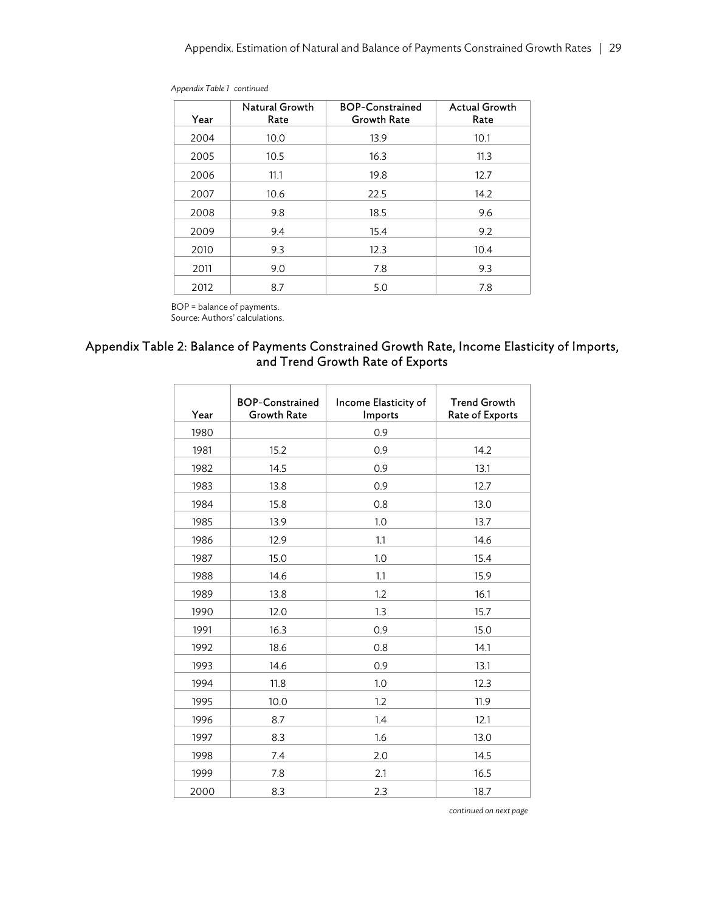*Appendix Table 1 continued*

| Year | Natural Growth Rate | BOP-Constrained Growth Rate | Actual Growth Rate |
|---|---|---|---|
| 2004 | 10.0 | 13.9 | 10.1 |
| 2005 | 10.5 | 16.3 | 11.3 |
| 2006 | 11.1 | 19.8 | 12.7 |
| 2007 | 10.6 | 22.5 | 14.2 |
| 2008 | 9.8 | 18.5 | 9.6 |
| 2009 | 9.4 | 15.4 | 9.2 |
| 2010 | 9.3 | 12.3 | 10.4 |
| 2011 | 9.0 | 7.8 | 9.3 |
| 2012 | 8.7 | 5.0 | 7.8 |

BOP = balance of payments.
Source: Authors' calculations.

## Appendix Table 2: Balance of Payments Constrained Growth Rate, Income Elasticity of Imports, and Trend Growth Rate of Exports

| Year | BOP-Constrained Growth Rate | Income Elasticity of Imports | Trend Growth Rate of Exports |
|---|---|---|---|
| 1980 | | 0.9 | |
| 1981 | 15.2 | 0.9 | 14.2 |
| 1982 | 14.5 | 0.9 | 13.1 |
| 1983 | 13.8 | 0.9 | 12.7 |
| 1984 | 15.8 | 0.8 | 13.0 |
| 1985 | 13.9 | 1.0 | 13.7 |
| 1986 | 12.9 | 1.1 | 14.6 |
| 1987 | 15.0 | 1.0 | 15.4 |
| 1988 | 14.6 | 1.1 | 15.9 |
| 1989 | 13.8 | 1.2 | 16.1 |
| 1990 | 12.0 | 1.3 | 15.7 |
| 1991 | 16.3 | 0.9 | 15.0 |
| 1992 | 18.6 | 0.8 | 14.1 |
| 1993 | 14.6 | 0.9 | 13.1 |
| 1994 | 11.8 | 1.0 | 12.3 |
| 1995 | 10.0 | 1.2 | 11.9 |
| 1996 | 8.7 | 1.4 | 12.1 |
| 1997 | 8.3 | 1.6 | 13.0 |
| 1998 | 7.4 | 2.0 | 14.5 |
| 1999 | 7.8 | 2.1 | 16.5 |
| 2000 | 8.3 | 2.3 | 18.7 |

*continued on next page*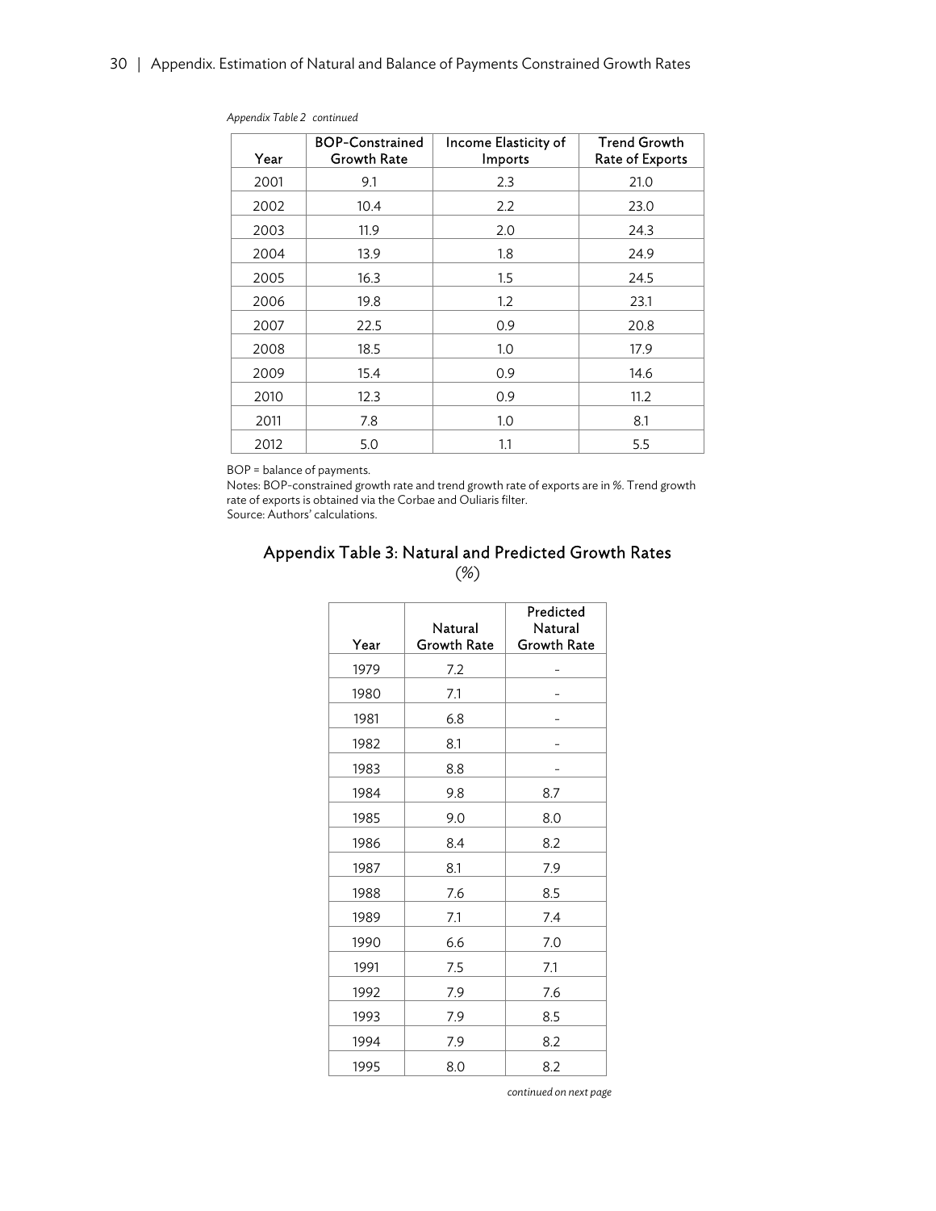*Appendix Table 2 continued*

| Year | BOP-Constrained Growth Rate | Income Elasticity of Imports | Trend Growth Rate of Exports |
|---|---|---|---|
| 2001 | 9.1 | 2.3 | 21.0 |
| 2002 | 10.4 | 2.2 | 23.0 |
| 2003 | 11.9 | 2.0 | 24.3 |
| 2004 | 13.9 | 1.8 | 24.9 |
| 2005 | 16.3 | 1.5 | 24.5 |
| 2006 | 19.8 | 1.2 | 23.1 |
| 2007 | 22.5 | 0.9 | 20.8 |
| 2008 | 18.5 | 1.0 | 17.9 |
| 2009 | 15.4 | 0.9 | 14.6 |
| 2010 | 12.3 | 0.9 | 11.2 |
| 2011 | 7.8 | 1.0 | 8.1 |
| 2012 | 5.0 | 1.1 | 5.5 |

BOP = balance of payments.
Notes: BOP-constrained growth rate and trend growth rate of exports are in %. Trend growth rate of exports is obtained via the Corbae and Ouliaris filter.
Source: Authors' calculations.

## Appendix Table 3: Natural and Predicted Growth Rates
(%)

| Year | Natural Growth Rate | Predicted Natural Growth Rate |
|---|---|---|
| 1979 | 7.2 | - |
| 1980 | 7.1 | - |
| 1981 | 6.8 | - |
| 1982 | 8.1 | - |
| 1983 | 8.8 | - |
| 1984 | 9.8 | 8.7 |
| 1985 | 9.0 | 8.0 |
| 1986 | 8.4 | 8.2 |
| 1987 | 8.1 | 7.9 |
| 1988 | 7.6 | 8.5 |
| 1989 | 7.1 | 7.4 |
| 1990 | 6.6 | 7.0 |
| 1991 | 7.5 | 7.1 |
| 1992 | 7.9 | 7.6 |
| 1993 | 7.9 | 8.5 |
| 1994 | 7.9 | 8.2 |
| 1995 | 8.0 | 8.2 |

*continued on next page*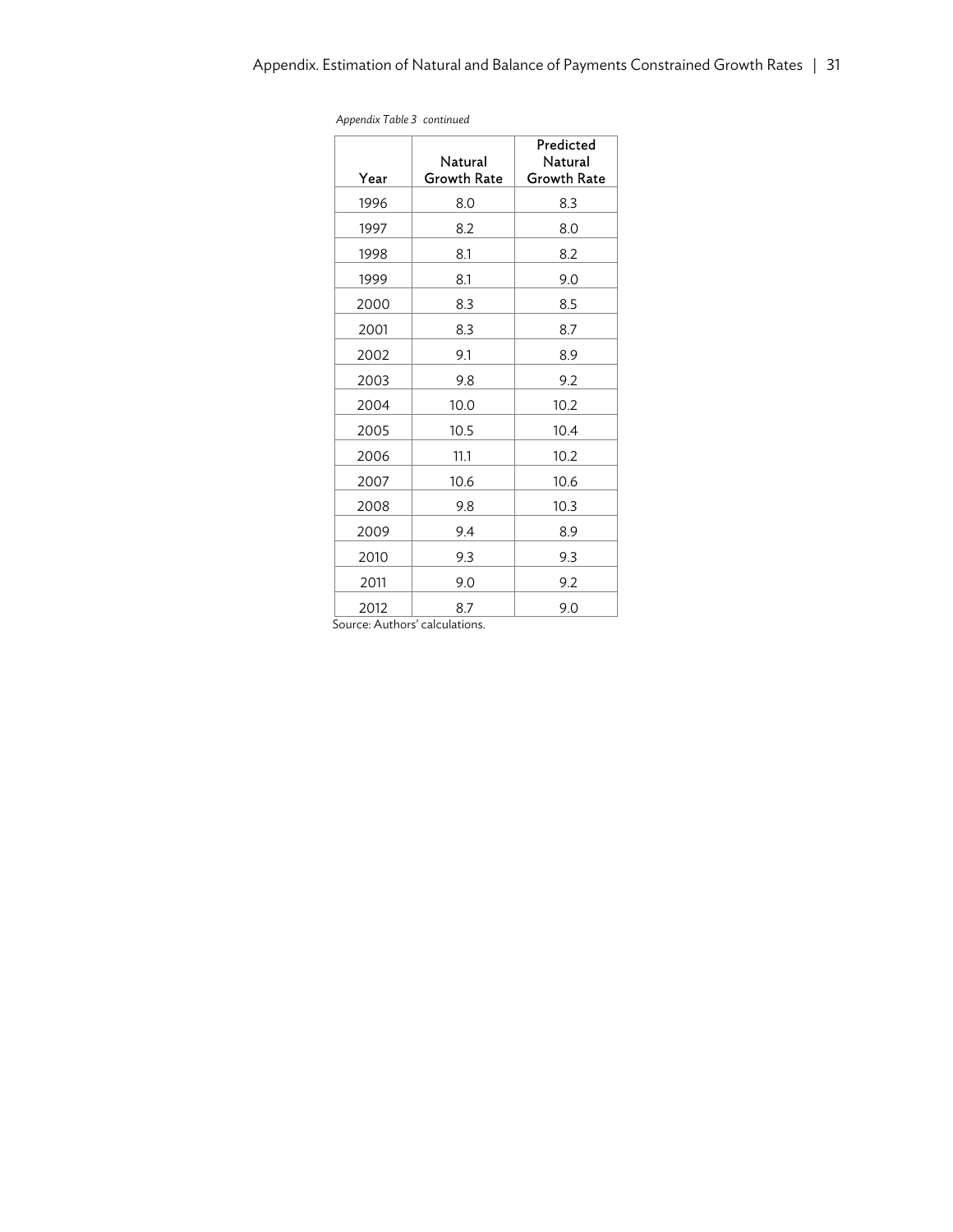*Appendix Table 3 continued*

| Year | Natural Growth Rate | Predicted Natural Growth Rate |
|---|---|---|
| 1996 | 8.0 | 8.3 |
| 1997 | 8.2 | 8.0 |
| 1998 | 8.1 | 8.2 |
| 1999 | 8.1 | 9.0 |
| 2000 | 8.3 | 8.5 |
| 2001 | 8.3 | 8.7 |
| 2002 | 9.1 | 8.9 |
| 2003 | 9.8 | 9.2 |
| 2004 | 10.0 | 10.2 |
| 2005 | 10.5 | 10.4 |
| 2006 | 11.1 | 10.2 |
| 2007 | 10.6 | 10.6 |
| 2008 | 9.8 | 10.3 |
| 2009 | 9.4 | 8.9 |
| 2010 | 9.3 | 9.3 |
| 2011 | 9.0 | 9.2 |
| 2012 | 8.7 | 9.0 |

Source: Authors' calculations.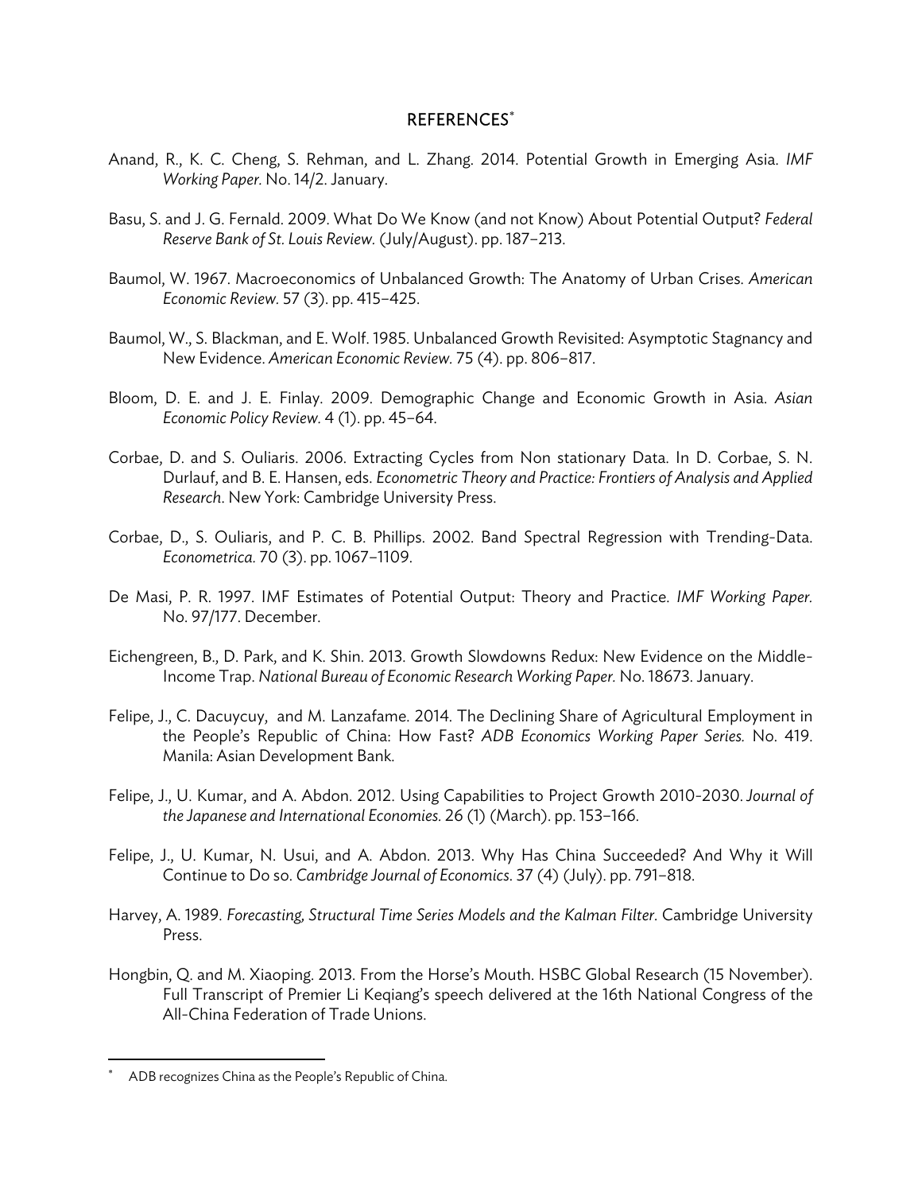# REFERENCES*

Anand, R., K. C. Cheng, S. Rehman, and L. Zhang. 2014. Potential Growth in Emerging Asia. *IMF Working Paper.* No. 14/2. January.

Basu, S. and J. G. Fernald. 2009. What Do We Know (and not Know) About Potential Output? *Federal Reserve Bank of St. Louis Review.* (July/August). pp. 187–213.

Baumol, W. 1967. Macroeconomics of Unbalanced Growth: The Anatomy of Urban Crises. *American Economic Review.* 57 (3). pp. 415–425.

Baumol, W., S. Blackman, and E. Wolf. 1985. Unbalanced Growth Revisited: Asymptotic Stagnancy and New Evidence. *American Economic Review.* 75 (4). pp. 806–817.

Bloom, D. E. and J. E. Finlay. 2009. Demographic Change and Economic Growth in Asia. *Asian Economic Policy Review.* 4 (1). pp. 45–64.

Corbae, D. and S. Ouliaris. 2006. Extracting Cycles from Non stationary Data. In D. Corbae, S. N. Durlauf, and B. E. Hansen, eds. *Econometric Theory and Practice: Frontiers of Analysis and Applied Research*. New York: Cambridge University Press.

Corbae, D., S. Ouliaris, and P. C. B. Phillips. 2002. Band Spectral Regression with Trending-Data. *Econometrica.* 70 (3). pp. 1067–1109.

De Masi, P. R. 1997. IMF Estimates of Potential Output: Theory and Practice. *IMF Working Paper.* No. 97/177. December.

Eichengreen, B., D. Park, and K. Shin. 2013. Growth Slowdowns Redux: New Evidence on the Middle-Income Trap. *National Bureau of Economic Research Working Paper.* No. 18673. January.

Felipe, J., C. Dacuycuy, and M. Lanzafame. 2014. The Declining Share of Agricultural Employment in the People's Republic of China: How Fast? *ADB Economics Working Paper Series.* No. 419. Manila: Asian Development Bank.

Felipe, J., U. Kumar, and A. Abdon. 2012. Using Capabilities to Project Growth 2010-2030. *Journal of the Japanese and International Economies.* 26 (1) (March). pp. 153–166.

Felipe, J., U. Kumar, N. Usui, and A. Abdon. 2013. Why Has China Succeeded? And Why it Will Continue to Do so. *Cambridge Journal of Economics.* 37 (4) (July). pp. 791–818.

Harvey, A. 1989. *Forecasting, Structural Time Series Models and the Kalman Filter.* Cambridge University Press.

Hongbin, Q. and M. Xiaoping. 2013. From the Horse's Mouth. HSBC Global Research (15 November). Full Transcript of Premier Li Keqiang's speech delivered at the 16th National Congress of the All-China Federation of Trade Unions.

---

* ADB recognizes China as the People's Republic of China.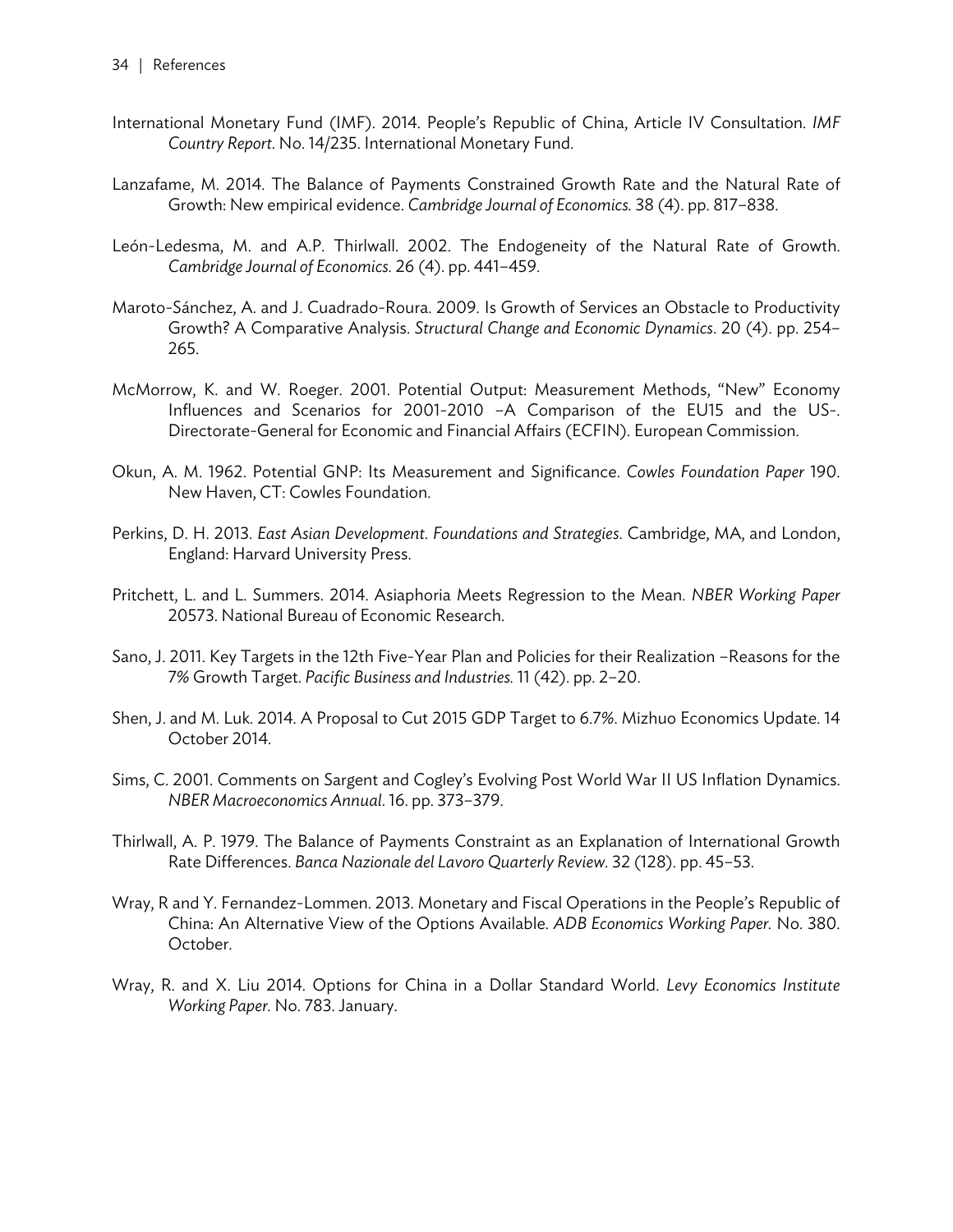International Monetary Fund (IMF). 2014. People's Republic of China, Article IV Consultation. *IMF Country Report*. No. 14/235. International Monetary Fund.

Lanzafame, M. 2014. The Balance of Payments Constrained Growth Rate and the Natural Rate of Growth: New empirical evidence. *Cambridge Journal of Economics.* 38 (4). pp. 817–838.

León-Ledesma, M. and A.P. Thirlwall. 2002. The Endogeneity of the Natural Rate of Growth. *Cambridge Journal of Economics.* 26 (4). pp. 441–459.

Maroto-Sánchez, A. and J. Cuadrado-Roura. 2009. Is Growth of Services an Obstacle to Productivity Growth? A Comparative Analysis. *Structural Change and Economic Dynamics*. 20 (4). pp. 254–265.

McMorrow, K. and W. Roeger. 2001. Potential Output: Measurement Methods, "New" Economy Influences and Scenarios for 2001-2010 –A Comparison of the EU15 and the US-. Directorate-General for Economic and Financial Affairs (ECFIN). European Commission.

Okun, A. M. 1962. Potential GNP: Its Measurement and Significance. *Cowles Foundation Paper* 190. New Haven, CT: Cowles Foundation.

Perkins, D. H. 2013. *East Asian Development. Foundations and Strategies*. Cambridge, MA, and London, England: Harvard University Press.

Pritchett, L. and L. Summers. 2014. Asiaphoria Meets Regression to the Mean. *NBER Working Paper* 20573. National Bureau of Economic Research.

Sano, J. 2011. Key Targets in the 12th Five-Year Plan and Policies for their Realization –Reasons for the 7% Growth Target. *Pacific Business and Industries.* 11 (42). pp. 2–20.

Shen, J. and M. Luk. 2014. A Proposal to Cut 2015 GDP Target to 6.7%. Mizhuo Economics Update. 14 October 2014.

Sims, C. 2001. Comments on Sargent and Cogley's Evolving Post World War II US Inflation Dynamics. *NBER Macroeconomics Annual*. 16. pp. 373–379.

Thirlwall, A. P. 1979. The Balance of Payments Constraint as an Explanation of International Growth Rate Differences. *Banca Nazionale del Lavoro Quarterly Review*. 32 (128). pp. 45–53.

Wray, R and Y. Fernandez-Lommen. 2013. Monetary and Fiscal Operations in the People's Republic of China: An Alternative View of the Options Available. *ADB Economics Working Paper.* No. 380. October.

Wray, R. and X. Liu 2014. Options for China in a Dollar Standard World. *Levy Economics Institute Working Paper.* No. 783. January.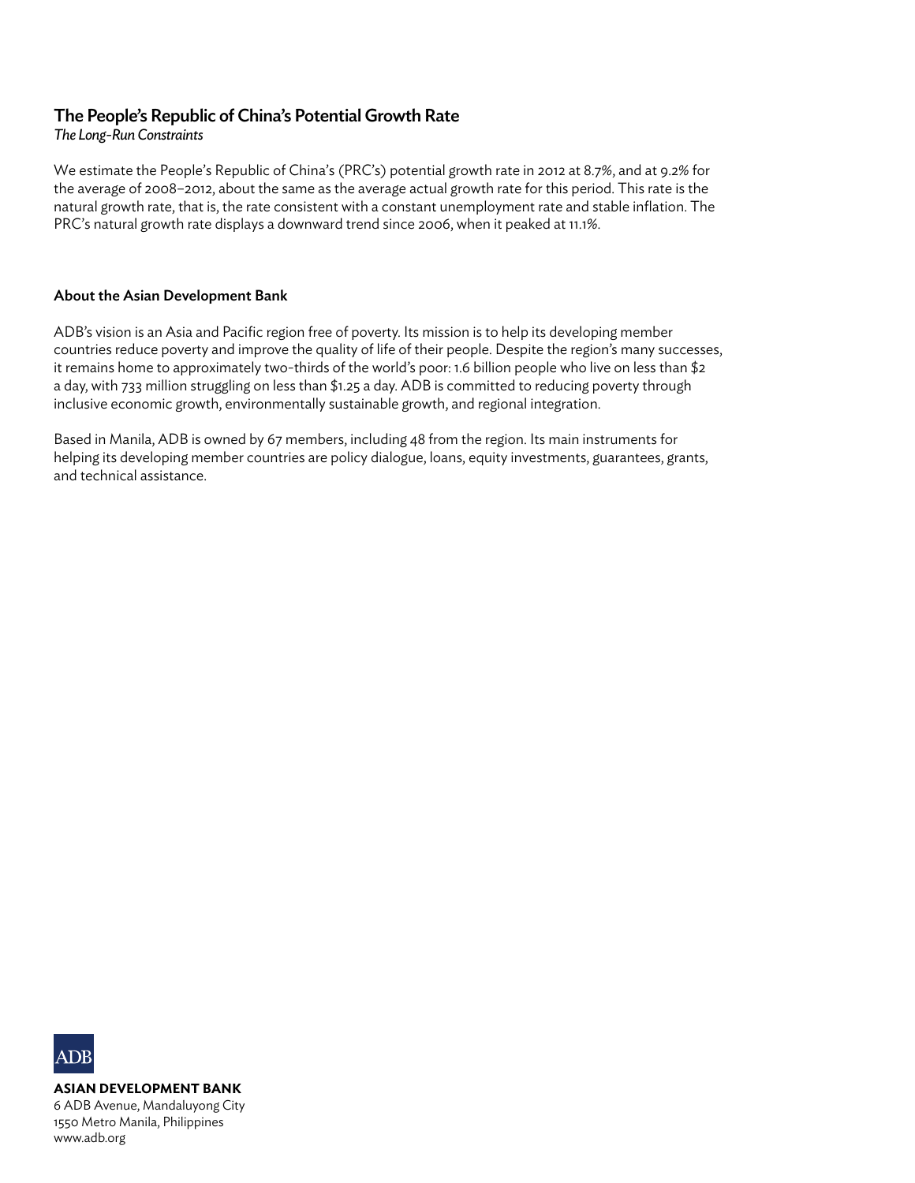## The People's Republic of China's Potential Growth Rate

*The Long-Run Constraints*

We estimate the People's Republic of China's (PRC's) potential growth rate in 2012 at 8.7%, and at 9.2% for the average of 2008–2012, about the same as the average actual growth rate for this period. This rate is the natural growth rate, that is, the rate consistent with a constant unemployment rate and stable inflation. The PRC's natural growth rate displays a downward trend since 2006, when it peaked at 11.1%.

### About the Asian Development Bank

ADB's vision is an Asia and Pacific region free of poverty. Its mission is to help its developing member countries reduce poverty and improve the quality of life of their people. Despite the region's many successes, it remains home to approximately two-thirds of the world's poor: 1.6 billion people who live on less than $2 a day, with 733 million struggling on less than $1.25 a day. ADB is committed to reducing poverty through inclusive economic growth, environmentally sustainable growth, and regional integration.

Based in Manila, ADB is owned by 67 members, including 48 from the region. Its main instruments for helping its developing member countries are policy dialogue, loans, equity investments, guarantees, grants, and technical assistance.

ADB

**ASIAN DEVELOPMENT BANK**
6 ADB Avenue, Mandaluyong City
1550 Metro Manila, Philippines
www.adb.org